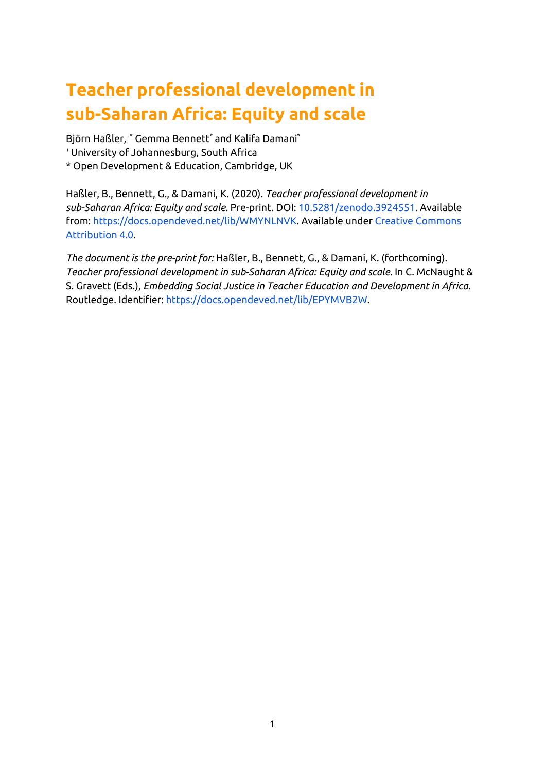# Teacher professional development in sub-Saharan Africa: Equity and scale

Björn Haßler,[+*] Gemma Bennett[*] and Kalifa Damani[*]

[+] University of Johannesburg, South Africa

[*] Open Development & Education, Cambridge, UK

Haßler, B., Bennett, G., & Damani, K. (2020). *Teacher professional development in sub-Saharan Africa: Equity and scale*. Pre-print. DOI: 10.5281/zenodo.3924551. Available from: https://docs.opendeved.net/lib/WMYNLNVK. Available under Creative Commons Attribution 4.0.

*The document is the pre-print for:* Haßler, B., Bennett, G., & Damani, K. (forthcoming). *Teacher professional development in sub-Saharan Africa: Equity and scale.* In C. McNaught & S. Gravett (Eds.), *Embedding Social Justice in Teacher Education and Development in Africa.* Routledge. Identifier: https://docs.opendeved.net/lib/EPYMVB2W.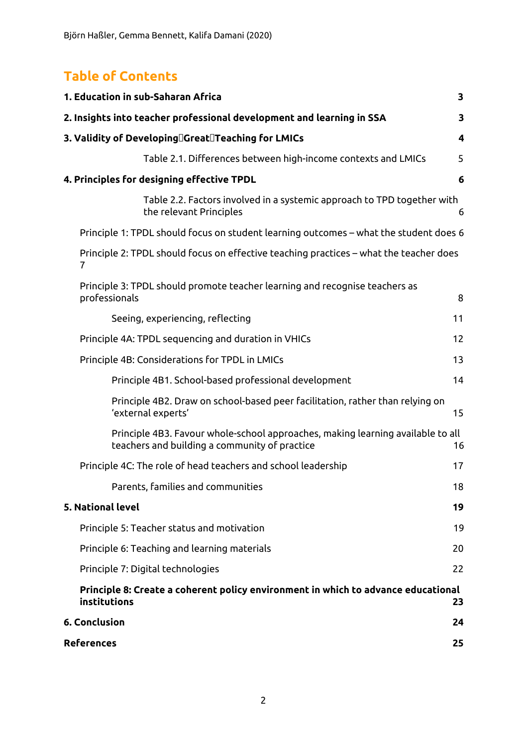## Table of Contents

**1. Education in sub-Saharan Africa** **3**

**2. Insights into teacher professional development and learning in SSA** **3**

**3. Validity of Developing Great Teaching for LMICs** **4**

Table 2.1. Differences between high-income contexts and LMICs 5

**4. Principles for designing effective TPDL** **6**

Table 2.2. Factors involved in a systemic approach to TPD together with the relevant Principles 6

Principle 1: TPDL should focus on student learning outcomes – what the student does 6

Principle 2: TPDL should focus on effective teaching practices – what the teacher does 7

Principle 3: TPDL should promote teacher learning and recognise teachers as professionals 8

Seeing, experiencing, reflecting 11

Principle 4A: TPDL sequencing and duration in VHICs 12

Principle 4B: Considerations for TPDL in LMICs 13

Principle 4B1. School-based professional development 14

Principle 4B2. Draw on school-based peer facilitation, rather than relying on 'external experts' 15

Principle 4B3. Favour whole-school approaches, making learning available to all teachers and building a community of practice 16

Principle 4C: The role of head teachers and school leadership 17

Parents, families and communities 18

**5. National level** **19**

Principle 5: Teacher status and motivation 19

Principle 6: Teaching and learning materials 20

Principle 7: Digital technologies 22

**Principle 8: Create a coherent policy environment in which to advance educational institutions** **23**

**6. Conclusion** **24**

**References** **25**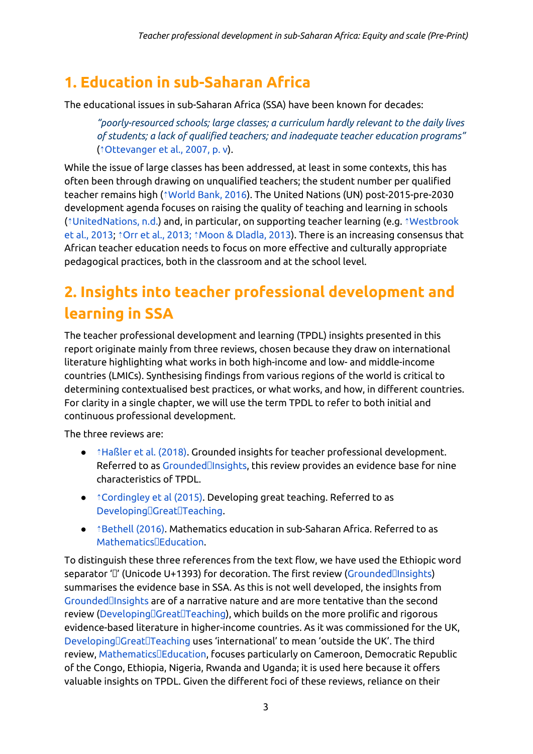# 1. Education in sub-Saharan Africa

The educational issues in sub-Saharan Africa (SSA) have been known for decades:

> *"poorly-resourced schools; large classes; a curriculum hardly relevant to the daily lives of students; a lack of qualified teachers; and inadequate teacher education programs"* (↑Ottevanger et al., 2007, p. v).

While the issue of large classes has been addressed, at least in some contexts, this has often been through drawing on unqualified teachers; the student number per qualified teacher remains high (↑World Bank, 2016). The United Nations (UN) post-2015-pre-2030 development agenda focuses on raising the quality of teaching and learning in schools (↑UnitedNations, n.d.) and, in particular, on supporting teacher learning (e.g. ↑Westbrook et al., 2013; ↑Orr et al., 2013; ↑Moon & Dladla, 2013). There is an increasing consensus that African teacher education needs to focus on more effective and culturally appropriate pedagogical practices, both in the classroom and at the school level.

# 2. Insights into teacher professional development and learning in SSA

The teacher professional development and learning (TPDL) insights presented in this report originate mainly from three reviews, chosen because they draw on international literature highlighting what works in both high-income and low- and middle-income countries (LMICs). Synthesising findings from various regions of the world is critical to determining contextualised best practices, or what works, and how, in different countries. For clarity in a single chapter, we will use the term TPDL to refer to both initial and continuous professional development.

The three reviews are:

- ↑Haßler et al. (2018). Grounded insights for teacher professional development. Referred to as Grounded፡Insights, this review provides an evidence base for nine characteristics of TPDL.
- ↑Cordingley et al (2015). Developing great teaching. Referred to as Developing፡Great፡Teaching.
- ↑Bethell (2016). Mathematics education in sub-Saharan Africa. Referred to as Mathematics፡Education.

To distinguish these three references from the text flow, we have used the Ethiopic word separator '፡' (Unicode U+1393) for decoration. The first review (Grounded፡Insights) summarises the evidence base in SSA. As this is not well developed, the insights from Grounded፡Insights are of a narrative nature and are more tentative than the second review (Developing፡Great፡Teaching), which builds on the more prolific and rigorous evidence-based literature in higher-income countries. As it was commissioned for the UK, Developing፡Great፡Teaching uses 'international' to mean 'outside the UK'. The third review, Mathematics፡Education, focuses particularly on Cameroon, Democratic Republic of the Congo, Ethiopia, Nigeria, Rwanda and Uganda; it is used here because it offers valuable insights on TPDL. Given the different foci of these reviews, reliance on their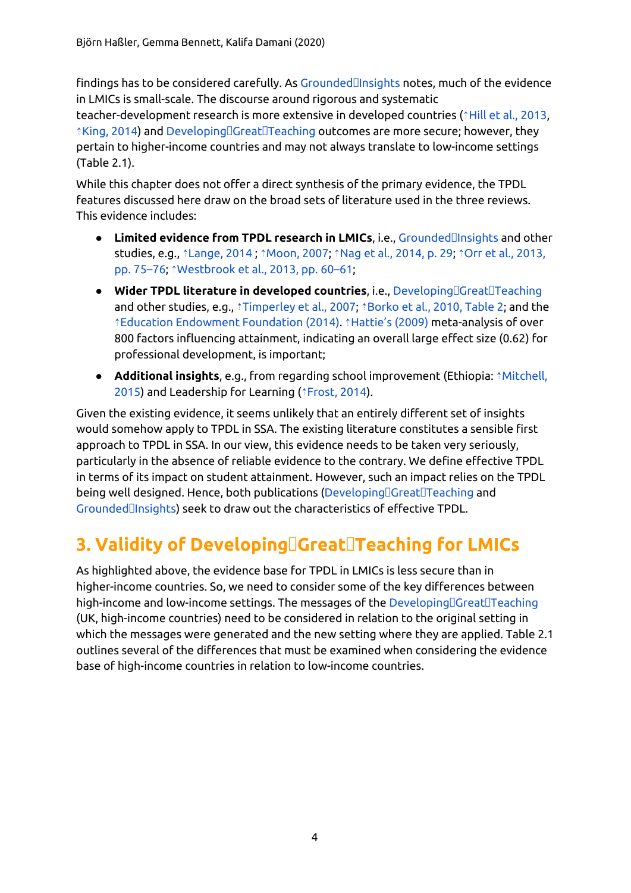findings has to be considered carefully. As Grounded Insights notes, much of the evidence in LMICs is small-scale. The discourse around rigorous and systematic teacher-development research is more extensive in developed countries (↑Hill et al., 2013, ↑King, 2014) and Developing Great Teaching outcomes are more secure; however, they pertain to higher-income countries and may not always translate to low-income settings (Table 2.1).

While this chapter does not offer a direct synthesis of the primary evidence, the TPDL features discussed here draw on the broad sets of literature used in the three reviews. This evidence includes:

- **Limited evidence from TPDL research in LMICs**, i.e., Grounded Insights and other studies, e.g., ↑Lange, 2014 ; ↑Moon, 2007; ↑Nag et al., 2014, p. 29; ↑Orr et al., 2013, pp. 75–76; ↑Westbrook et al., 2013, pp. 60–61;
- **Wider TPDL literature in developed countries**, i.e., Developing Great Teaching and other studies, e.g., ↑Timperley et al., 2007; ↑Borko et al., 2010, Table 2; and the ↑Education Endowment Foundation (2014). ↑Hattie's (2009) meta-analysis of over 800 factors influencing attainment, indicating an overall large effect size (0.62) for professional development, is important;
- **Additional insights**, e.g., from regarding school improvement (Ethiopia: ↑Mitchell, 2015) and Leadership for Learning (↑Frost, 2014).

Given the existing evidence, it seems unlikely that an entirely different set of insights would somehow apply to TPDL in SSA. The existing literature constitutes a sensible first approach to TPDL in SSA. In our view, this evidence needs to be taken very seriously, particularly in the absence of reliable evidence to the contrary. We define effective TPDL in terms of its impact on student attainment. However, such an impact relies on the TPDL being well designed. Hence, both publications (Developing Great Teaching and Grounded Insights) seek to draw out the characteristics of effective TPDL.

## 3. Validity of Developing Great Teaching for LMICs

As highlighted above, the evidence base for TPDL in LMICs is less secure than in higher-income countries. So, we need to consider some of the key differences between high-income and low-income settings. The messages of the Developing Great Teaching (UK, high-income countries) need to be considered in relation to the original setting in which the messages were generated and the new setting where they are applied. Table 2.1 outlines several of the differences that must be examined when considering the evidence base of high-income countries in relation to low-income countries.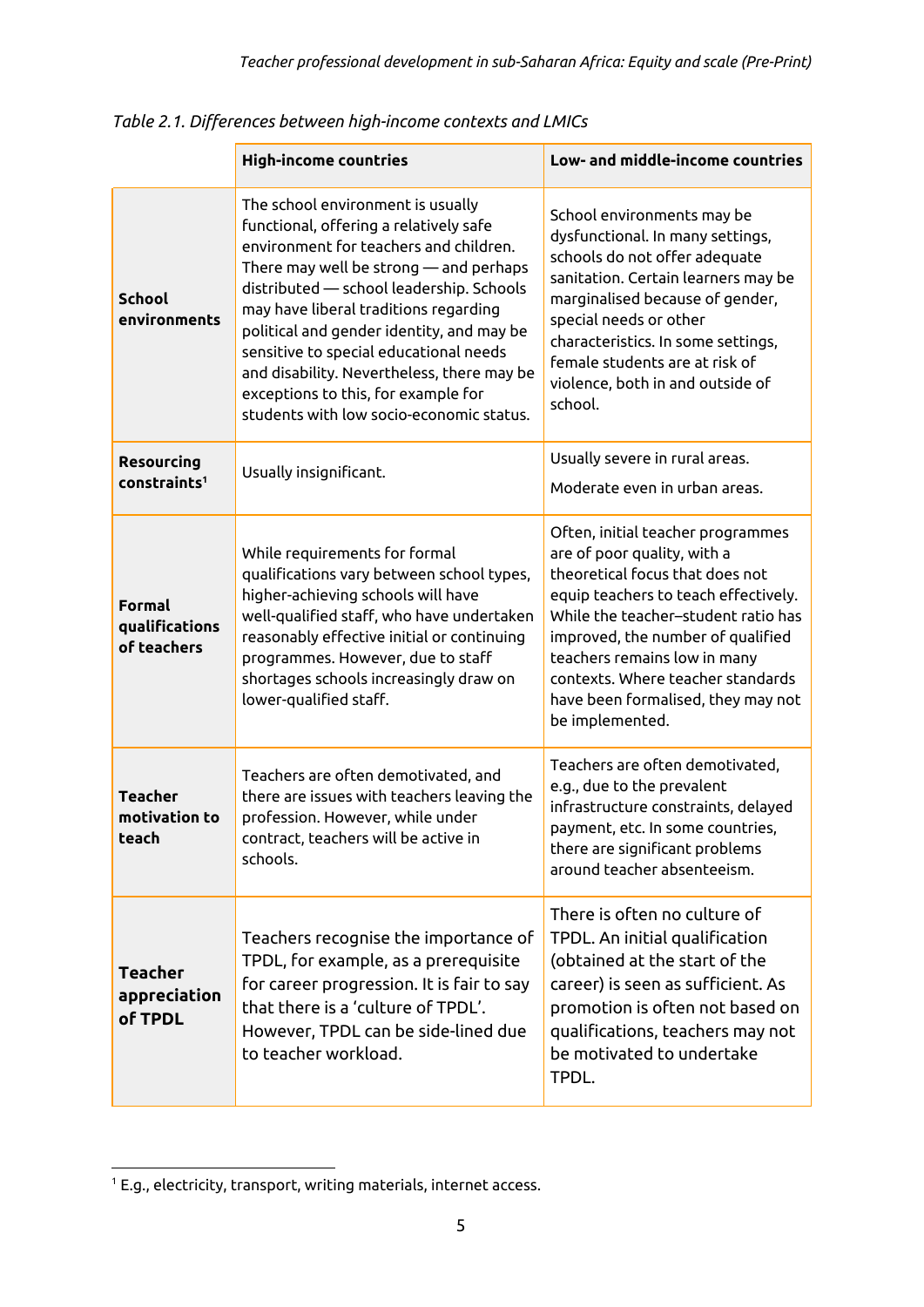*Table 2.1. Differences between high-income contexts and LMICs*

| | **High-income countries** | **Low- and middle-income countries** |
|---|---|---|
| **School environments** | The school environment is usually functional, offering a relatively safe environment for teachers and children. There may well be strong — and perhaps distributed — school leadership. Schools may have liberal traditions regarding political and gender identity, and may be sensitive to special educational needs and disability. Nevertheless, there may be exceptions to this, for example for students with low socio-economic status. | School environments may be dysfunctional. In many settings, schools do not offer adequate sanitation. Certain learners may be marginalised because of gender, special needs or other characteristics. In some settings, female students are at risk of violence, both in and outside of school. |
| **Resourcing constraints**[1] | Usually insignificant. | Usually severe in rural areas. Moderate even in urban areas. |
| **Formal qualifications of teachers** | While requirements for formal qualifications vary between school types, higher-achieving schools will have well-qualified staff, who have undertaken reasonably effective initial or continuing programmes. However, due to staff shortages schools increasingly draw on lower-qualified staff. | Often, initial teacher programmes are of poor quality, with a theoretical focus that does not equip teachers to teach effectively. While the teacher–student ratio has improved, the number of qualified teachers remains low in many contexts. Where teacher standards have been formalised, they may not be implemented. |
| **Teacher motivation to teach** | Teachers are often demotivated, and there are issues with teachers leaving the profession. However, while under contract, teachers will be active in schools. | Teachers are often demotivated, e.g., due to the prevalent infrastructure constraints, delayed payment, etc. In some countries, there are significant problems around teacher absenteeism. |
| **Teacher appreciation of TPDL** | Teachers recognise the importance of TPDL, for example, as a prerequisite for career progression. It is fair to say that there is a 'culture of TPDL'. However, TPDL can be side-lined due to teacher workload. | There is often no culture of TPDL. An initial qualification (obtained at the start of the career) is seen as sufficient. As promotion is often not based on qualifications, teachers may not be motivated to undertake TPDL. |

[1] E.g., electricity, transport, writing materials, internet access.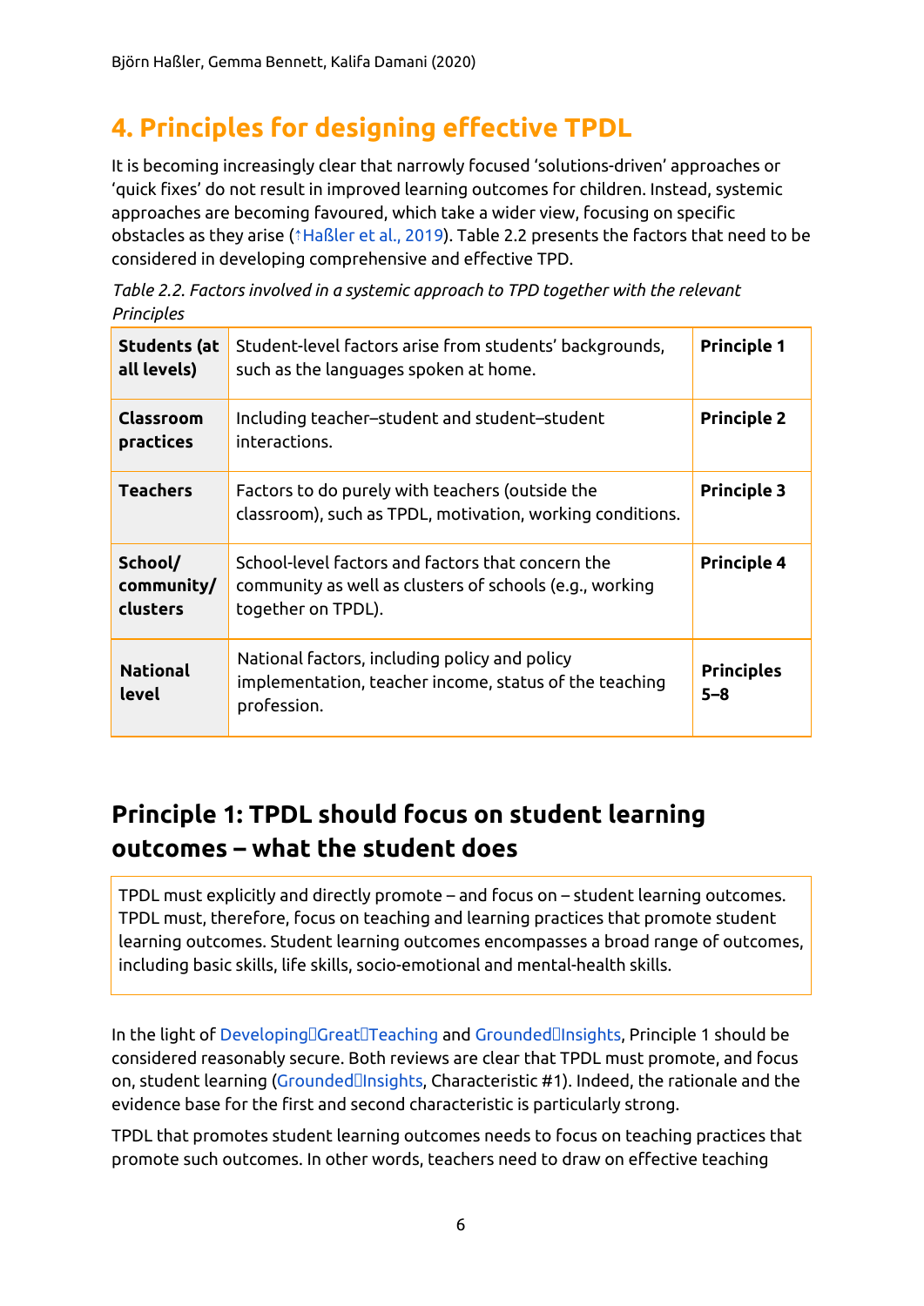# 4. Principles for designing effective TPDL

It is becoming increasingly clear that narrowly focused 'solutions-driven' approaches or 'quick fixes' do not result in improved learning outcomes for children. Instead, systemic approaches are becoming favoured, which take a wider view, focusing on specific obstacles as they arise (↑Haßler et al., 2019). Table 2.2 presents the factors that need to be considered in developing comprehensive and effective TPD.

*Table 2.2. Factors involved in a systemic approach to TPD together with the relevant Principles*

| | | |
|---|---|---|
| **Students (at all levels)** | Student-level factors arise from students' backgrounds, such as the languages spoken at home. | **Principle 1** |
| **Classroom practices** | Including teacher–student and student–student interactions. | **Principle 2** |
| **Teachers** | Factors to do purely with teachers (outside the classroom), such as TPDL, motivation, working conditions. | **Principle 3** |
| **School/ community/ clusters** | School-level factors and factors that concern the community as well as clusters of schools (e.g., working together on TPDL). | **Principle 4** |
| **National level** | National factors, including policy and policy implementation, teacher income, status of the teaching profession. | **Principles 5–8** |

## Principle 1: TPDL should focus on student learning outcomes – what the student does

> TPDL must explicitly and directly promote – and focus on – student learning outcomes. TPDL must, therefore, focus on teaching and learning practices that promote student learning outcomes. Student learning outcomes encompasses a broad range of outcomes, including basic skills, life skills, socio-emotional and mental-health skills.

In the light of Developing Great Teaching and Grounded Insights, Principle 1 should be considered reasonably secure. Both reviews are clear that TPDL must promote, and focus on, student learning (Grounded Insights, Characteristic #1). Indeed, the rationale and the evidence base for the first and second characteristic is particularly strong.

TPDL that promotes student learning outcomes needs to focus on teaching practices that promote such outcomes. In other words, teachers need to draw on effective teaching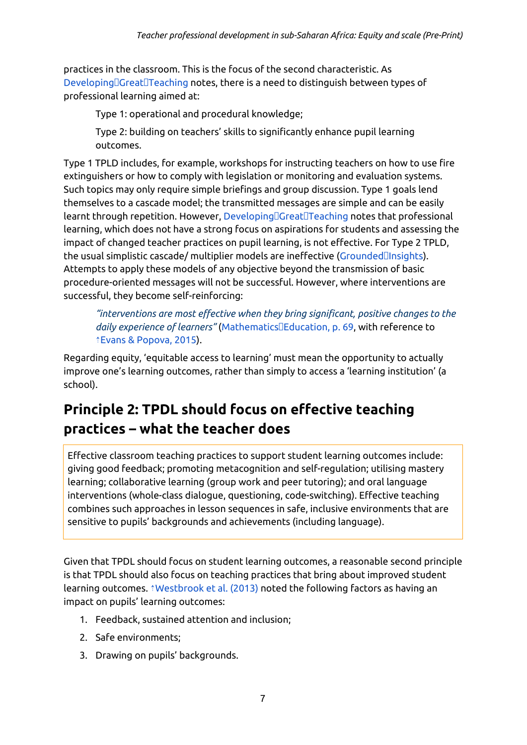practices in the classroom. This is the focus of the second characteristic. As Developing Great Teaching notes, there is a need to distinguish between types of professional learning aimed at:

> Type 1: operational and procedural knowledge;
>
> Type 2: building on teachers' skills to significantly enhance pupil learning outcomes.

Type 1 TPLD includes, for example, workshops for instructing teachers on how to use fire extinguishers or how to comply with legislation or monitoring and evaluation systems. Such topics may only require simple briefings and group discussion. Type 1 goals lend themselves to a cascade model; the transmitted messages are simple and can be easily learnt through repetition. However, Developing Great Teaching notes that professional learning, which does not have a strong focus on aspirations for students and assessing the impact of changed teacher practices on pupil learning, is not effective. For Type 2 TPLD, the usual simplistic cascade/ multiplier models are ineffective (Grounded Insights). Attempts to apply these models of any objective beyond the transmission of basic procedure-oriented messages will not be successful. However, where interventions are successful, they become self-reinforcing:

> *"interventions are most effective when they bring significant, positive changes to the daily experience of learners"* (Mathematics Education, p. 69, with reference to ↑Evans & Popova, 2015).

Regarding equity, 'equitable access to learning' must mean the opportunity to actually improve one's learning outcomes, rather than simply to access a 'learning institution' (a school).

## Principle 2: TPDL should focus on effective teaching practices – what the teacher does

> Effective classroom teaching practices to support student learning outcomes include: giving good feedback; promoting metacognition and self-regulation; utilising mastery learning; collaborative learning (group work and peer tutoring); and oral language interventions (whole-class dialogue, questioning, code-switching). Effective teaching combines such approaches in lesson sequences in safe, inclusive environments that are sensitive to pupils' backgrounds and achievements (including language).

Given that TPDL should focus on student learning outcomes, a reasonable second principle is that TPDL should also focus on teaching practices that bring about improved student learning outcomes. ↑Westbrook et al. (2013) noted the following factors as having an impact on pupils' learning outcomes:

1. Feedback, sustained attention and inclusion;
2. Safe environments;
3. Drawing on pupils' backgrounds.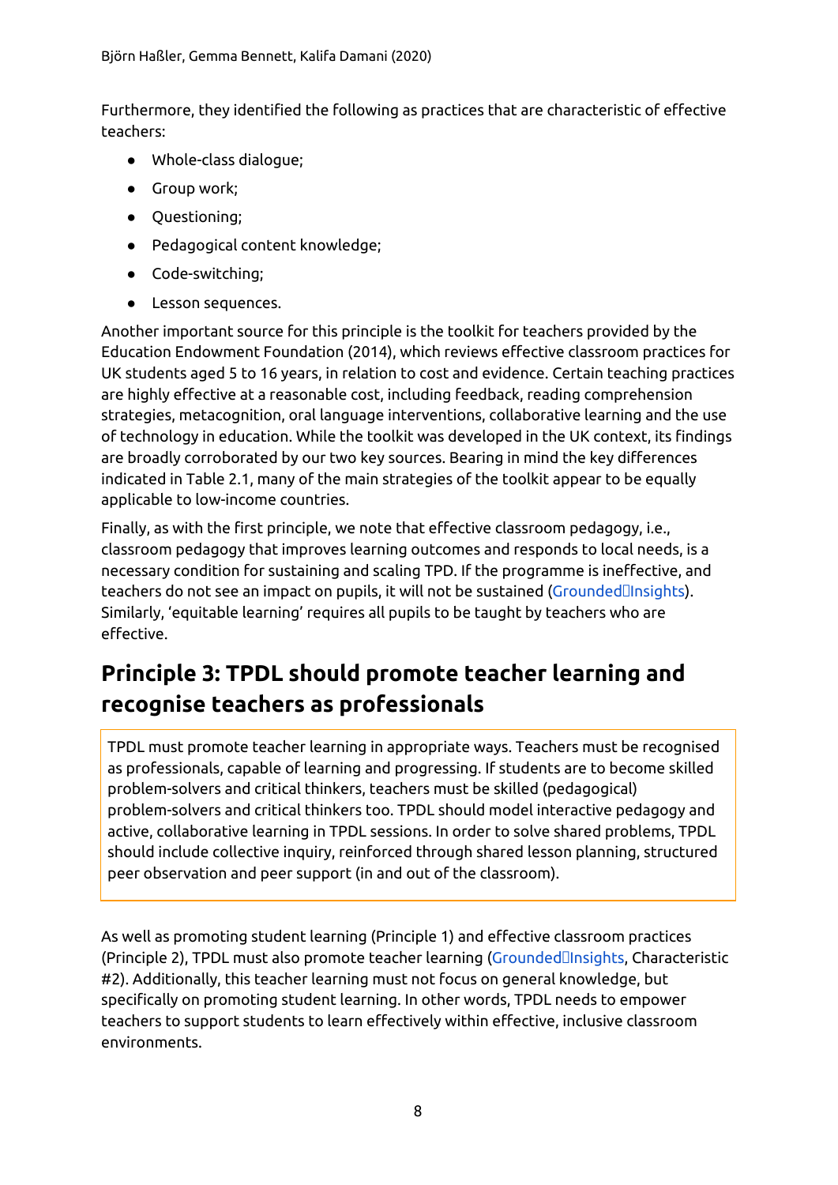Furthermore, they identified the following as practices that are characteristic of effective teachers:

- Whole-class dialogue;
- Group work;
- Questioning;
- Pedagogical content knowledge;
- Code-switching;
- Lesson sequences.

Another important source for this principle is the toolkit for teachers provided by the Education Endowment Foundation (2014), which reviews effective classroom practices for UK students aged 5 to 16 years, in relation to cost and evidence. Certain teaching practices are highly effective at a reasonable cost, including feedback, reading comprehension strategies, metacognition, oral language interventions, collaborative learning and the use of technology in education. While the toolkit was developed in the UK context, its findings are broadly corroborated by our two key sources. Bearing in mind the key differences indicated in Table 2.1, many of the main strategies of the toolkit appear to be equally applicable to low-income countries.

Finally, as with the first principle, we note that effective classroom pedagogy, i.e., classroom pedagogy that improves learning outcomes and responds to local needs, is a necessary condition for sustaining and scaling TPD. If the programme is ineffective, and teachers do not see an impact on pupils, it will not be sustained (Grounded Insights). Similarly, 'equitable learning' requires all pupils to be taught by teachers who are effective.

## Principle 3: TPDL should promote teacher learning and recognise teachers as professionals

TPDL must promote teacher learning in appropriate ways. Teachers must be recognised as professionals, capable of learning and progressing. If students are to become skilled problem-solvers and critical thinkers, teachers must be skilled (pedagogical) problem-solvers and critical thinkers too. TPDL should model interactive pedagogy and active, collaborative learning in TPDL sessions. In order to solve shared problems, TPDL should include collective inquiry, reinforced through shared lesson planning, structured peer observation and peer support (in and out of the classroom).

As well as promoting student learning (Principle 1) and effective classroom practices (Principle 2), TPDL must also promote teacher learning (Grounded Insights, Characteristic #2). Additionally, this teacher learning must not focus on general knowledge, but specifically on promoting student learning. In other words, TPDL needs to empower teachers to support students to learn effectively within effective, inclusive classroom environments.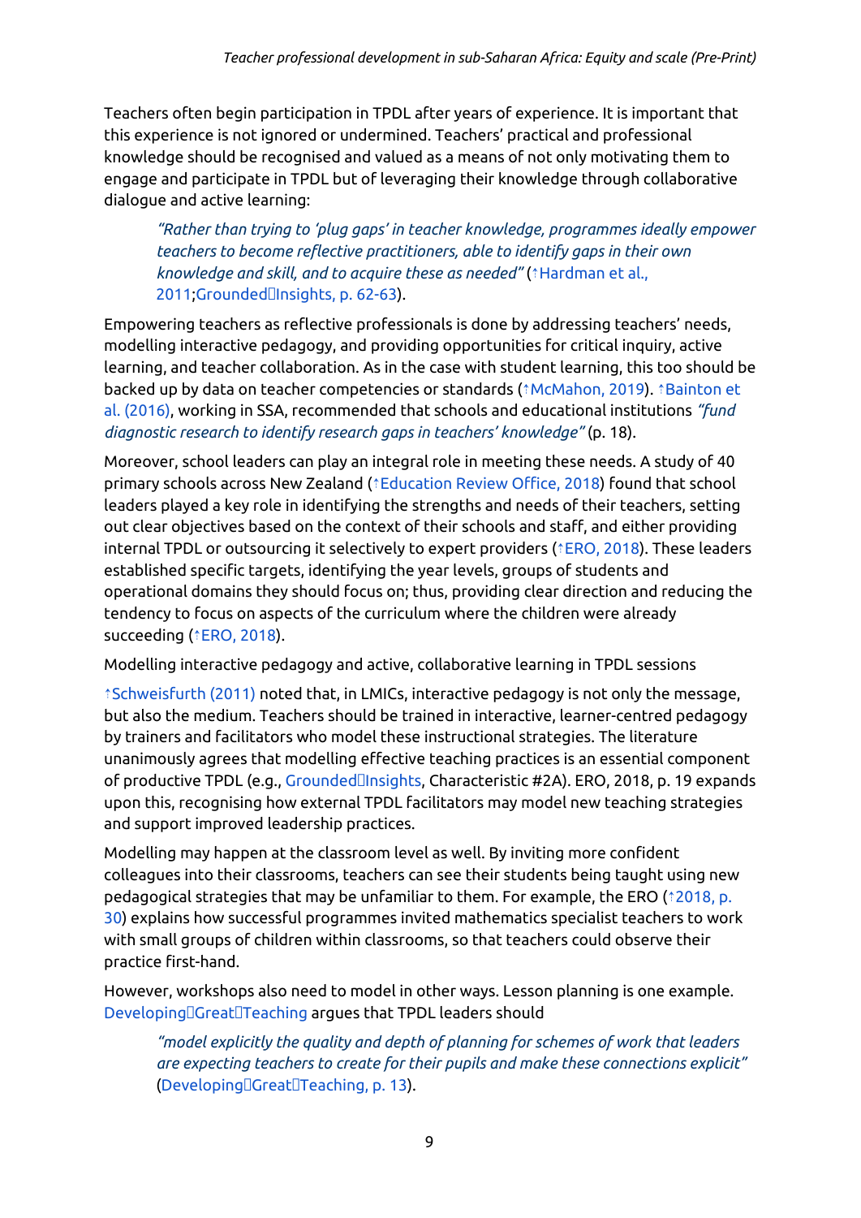Teachers often begin participation in TPDL after years of experience. It is important that this experience is not ignored or undermined. Teachers' practical and professional knowledge should be recognised and valued as a means of not only motivating them to engage and participate in TPDL but of leveraging their knowledge through collaborative dialogue and active learning:

> *"Rather than trying to 'plug gaps' in teacher knowledge, programmes ideally empower teachers to become reflective practitioners, able to identify gaps in their own knowledge and skill, and to acquire these as needed"* (↑Hardman et al., 2011;Grounded Insights, p. 62-63).

Empowering teachers as reflective professionals is done by addressing teachers' needs, modelling interactive pedagogy, and providing opportunities for critical inquiry, active learning, and teacher collaboration. As in the case with student learning, this too should be backed up by data on teacher competencies or standards (↑McMahon, 2019). ↑Bainton et al. (2016), working in SSA, recommended that schools and educational institutions *"fund diagnostic research to identify research gaps in teachers' knowledge"* (p. 18).

Moreover, school leaders can play an integral role in meeting these needs. A study of 40 primary schools across New Zealand (↑Education Review Office, 2018) found that school leaders played a key role in identifying the strengths and needs of their teachers, setting out clear objectives based on the context of their schools and staff, and either providing internal TPDL or outsourcing it selectively to expert providers (↑ERO, 2018). These leaders established specific targets, identifying the year levels, groups of students and operational domains they should focus on; thus, providing clear direction and reducing the tendency to focus on aspects of the curriculum where the children were already succeeding (↑ERO, 2018).

Modelling interactive pedagogy and active, collaborative learning in TPDL sessions

↑Schweisfurth (2011) noted that, in LMICs, interactive pedagogy is not only the message, but also the medium. Teachers should be trained in interactive, learner-centred pedagogy by trainers and facilitators who model these instructional strategies. The literature unanimously agrees that modelling effective teaching practices is an essential component of productive TPDL (e.g., Grounded Insights, Characteristic #2A). ERO, 2018, p. 19 expands upon this, recognising how external TPDL facilitators may model new teaching strategies and support improved leadership practices.

Modelling may happen at the classroom level as well. By inviting more confident colleagues into their classrooms, teachers can see their students being taught using new pedagogical strategies that may be unfamiliar to them. For example, the ERO (↑2018, p. 30) explains how successful programmes invited mathematics specialist teachers to work with small groups of children within classrooms, so that teachers could observe their practice first-hand.

However, workshops also need to model in other ways. Lesson planning is one example. Developing Great Teaching argues that TPDL leaders should

> *"model explicitly the quality and depth of planning for schemes of work that leaders are expecting teachers to create for their pupils and make these connections explicit"* (Developing Great Teaching, p. 13).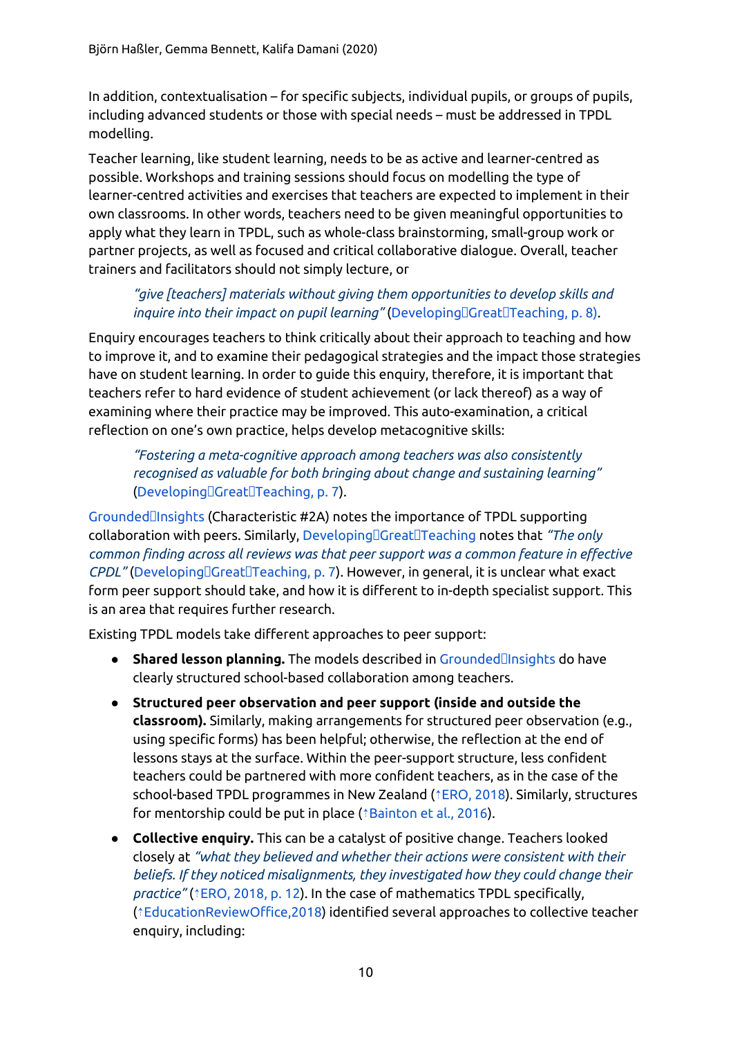In addition, contextualisation – for specific subjects, individual pupils, or groups of pupils, including advanced students or those with special needs – must be addressed in TPDL modelling.

Teacher learning, like student learning, needs to be as active and learner-centred as possible. Workshops and training sessions should focus on modelling the type of learner-centred activities and exercises that teachers are expected to implement in their own classrooms. In other words, teachers need to be given meaningful opportunities to apply what they learn in TPDL, such as whole-class brainstorming, small-group work or partner projects, as well as focused and critical collaborative dialogue. Overall, teacher trainers and facilitators should not simply lecture, or

> *"give [teachers] materials without giving them opportunities to develop skills and inquire into their impact on pupil learning"* (Developing Great Teaching, p. 8).

Enquiry encourages teachers to think critically about their approach to teaching and how to improve it, and to examine their pedagogical strategies and the impact those strategies have on student learning. In order to guide this enquiry, therefore, it is important that teachers refer to hard evidence of student achievement (or lack thereof) as a way of examining where their practice may be improved. This auto-examination, a critical reflection on one's own practice, helps develop metacognitive skills:

> *"Fostering a meta-cognitive approach among teachers was also consistently recognised as valuable for both bringing about change and sustaining learning"* (Developing Great Teaching, p. 7).

Grounded Insights (Characteristic #2A) notes the importance of TPDL supporting collaboration with peers. Similarly, Developing Great Teaching notes that *"The only common finding across all reviews was that peer support was a common feature in effective CPDL"* (Developing Great Teaching, p. 7). However, in general, it is unclear what exact form peer support should take, and how it is different to in-depth specialist support. This is an area that requires further research.

Existing TPDL models take different approaches to peer support:

- **Shared lesson planning.** The models described in Grounded Insights do have clearly structured school-based collaboration among teachers.
- **Structured peer observation and peer support (inside and outside the classroom).** Similarly, making arrangements for structured peer observation (e.g., using specific forms) has been helpful; otherwise, the reflection at the end of lessons stays at the surface. Within the peer-support structure, less confident teachers could be partnered with more confident teachers, as in the case of the school-based TPDL programmes in New Zealand (↑ERO, 2018). Similarly, structures for mentorship could be put in place (↑Bainton et al., 2016).
- **Collective enquiry.** This can be a catalyst of positive change. Teachers looked closely at *"what they believed and whether their actions were consistent with their beliefs. If they noticed misalignments, they investigated how they could change their practice"* (↑ERO, 2018, p. 12). In the case of mathematics TPDL specifically, (↑EducationReviewOffice,2018) identified several approaches to collective teacher enquiry, including: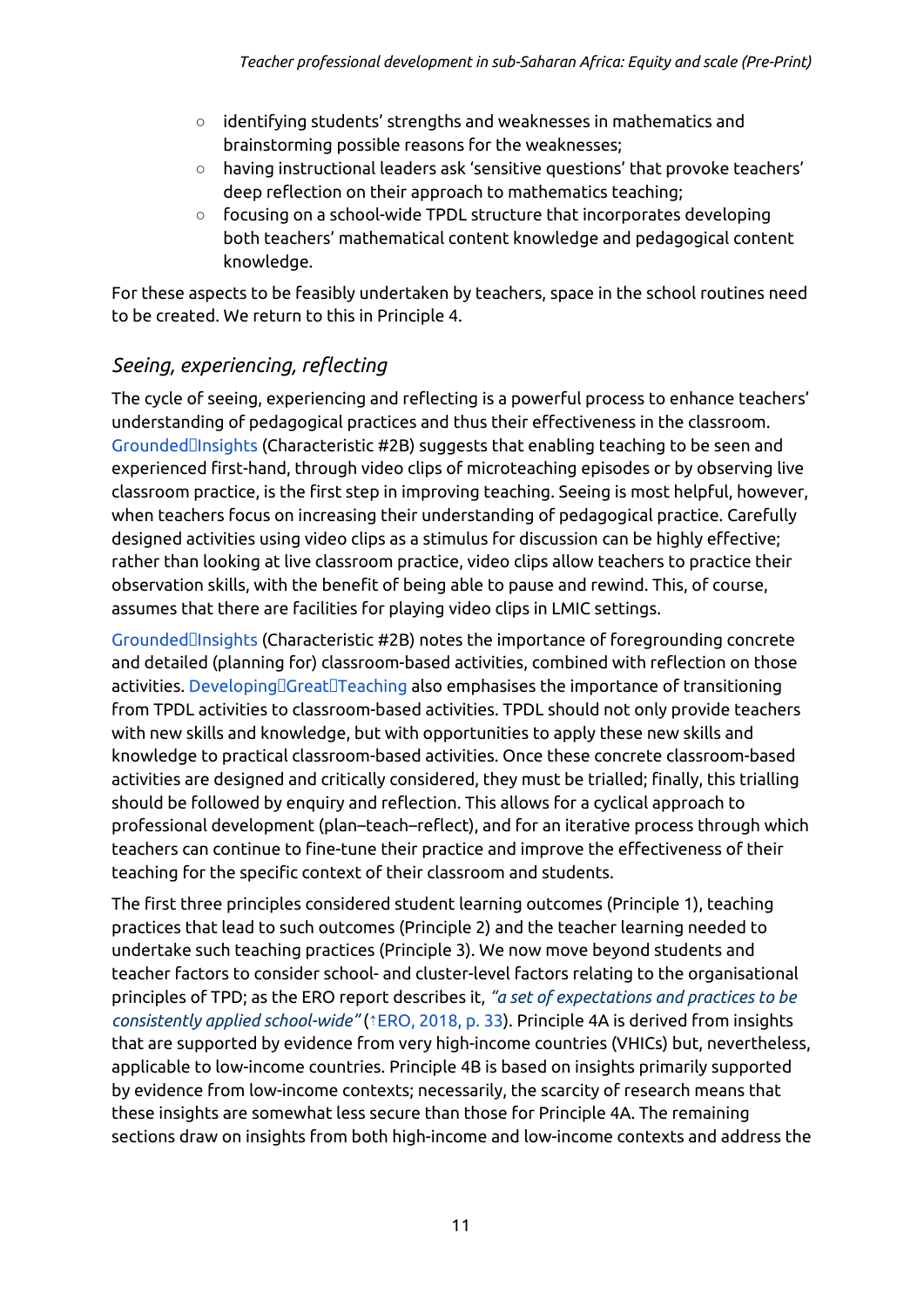- identifying students' strengths and weaknesses in mathematics and brainstorming possible reasons for the weaknesses;
- having instructional leaders ask 'sensitive questions' that provoke teachers' deep reflection on their approach to mathematics teaching;
- focusing on a school-wide TPDL structure that incorporates developing both teachers' mathematical content knowledge and pedagogical content knowledge.

For these aspects to be feasibly undertaken by teachers, space in the school routines need to be created. We return to this in Principle 4.

## *Seeing, experiencing, reflecting*

The cycle of seeing, experiencing and reflecting is a powerful process to enhance teachers' understanding of pedagogical practices and thus their effectiveness in the classroom. Grounded Insights (Characteristic #2B) suggests that enabling teaching to be seen and experienced first-hand, through video clips of microteaching episodes or by observing live classroom practice, is the first step in improving teaching. Seeing is most helpful, however, when teachers focus on increasing their understanding of pedagogical practice. Carefully designed activities using video clips as a stimulus for discussion can be highly effective; rather than looking at live classroom practice, video clips allow teachers to practice their observation skills, with the benefit of being able to pause and rewind. This, of course, assumes that there are facilities for playing video clips in LMIC settings.

Grounded Insights (Characteristic #2B) notes the importance of foregrounding concrete and detailed (planning for) classroom-based activities, combined with reflection on those activities. Developing Great Teaching also emphasises the importance of transitioning from TPDL activities to classroom-based activities. TPDL should not only provide teachers with new skills and knowledge, but with opportunities to apply these new skills and knowledge to practical classroom-based activities. Once these concrete classroom-based activities are designed and critically considered, they must be trialled; finally, this trialling should be followed by enquiry and reflection. This allows for a cyclical approach to professional development (plan–teach–reflect), and for an iterative process through which teachers can continue to fine-tune their practice and improve the effectiveness of their teaching for the specific context of their classroom and students.

The first three principles considered student learning outcomes (Principle 1), teaching practices that lead to such outcomes (Principle 2) and the teacher learning needed to undertake such teaching practices (Principle 3). We now move beyond students and teacher factors to consider school- and cluster-level factors relating to the organisational principles of TPD; as the ERO report describes it, *"a set of expectations and practices to be consistently applied school-wide"* (↑ERO, 2018, p. 33). Principle 4A is derived from insights that are supported by evidence from very high-income countries (VHICs) but, nevertheless, applicable to low-income countries. Principle 4B is based on insights primarily supported by evidence from low-income contexts; necessarily, the scarcity of research means that these insights are somewhat less secure than those for Principle 4A. The remaining sections draw on insights from both high-income and low-income contexts and address the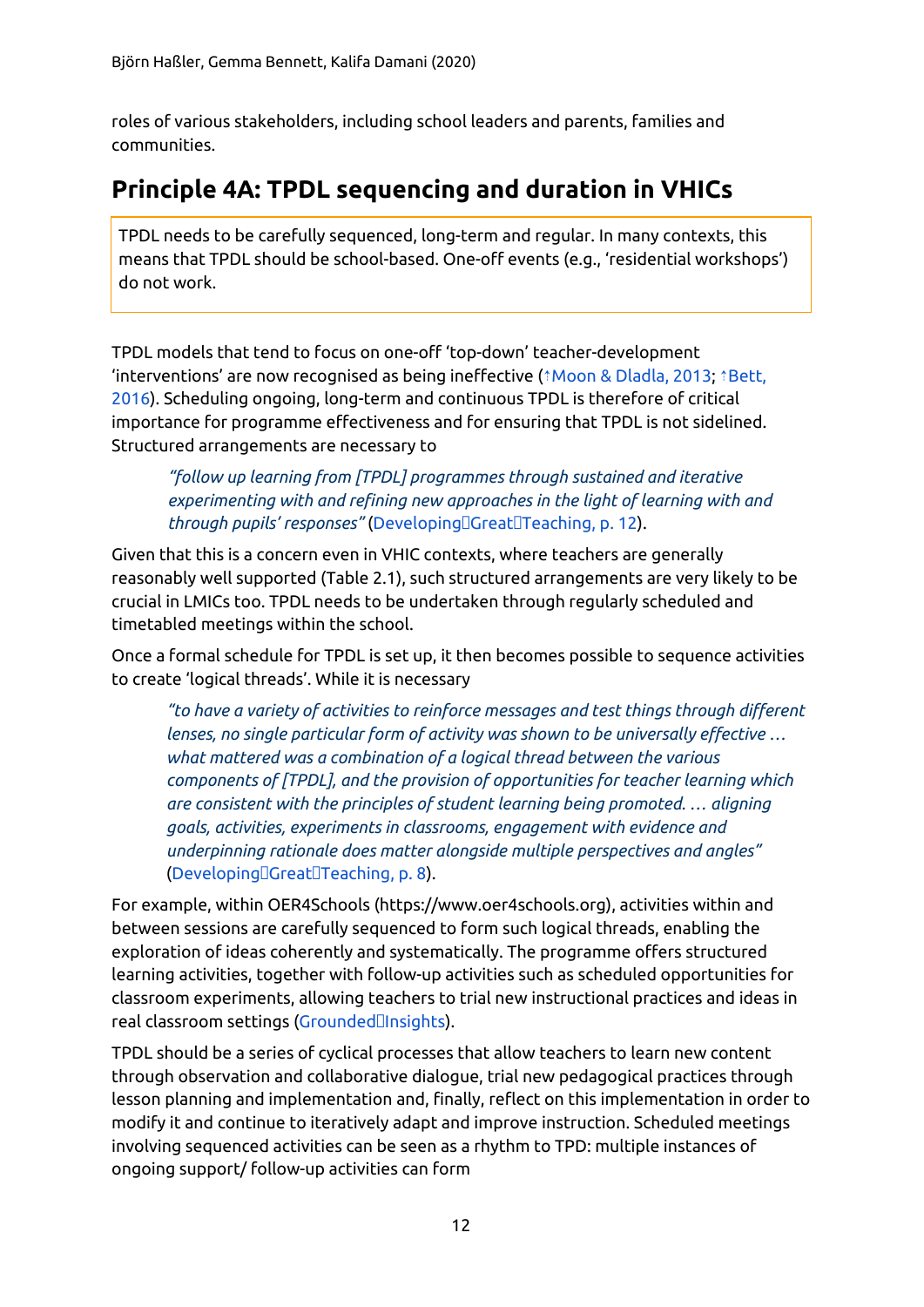roles of various stakeholders, including school leaders and parents, families and communities.

## Principle 4A: TPDL sequencing and duration in VHICs

> TPDL needs to be carefully sequenced, long-term and regular. In many contexts, this means that TPDL should be school-based. One-off events (e.g., 'residential workshops') do not work.

TPDL models that tend to focus on one-off 'top-down' teacher-development 'interventions' are now recognised as being ineffective (↑Moon & Dladla, 2013; ↑Bett, 2016). Scheduling ongoing, long-term and continuous TPDL is therefore of critical importance for programme effectiveness and for ensuring that TPDL is not sidelined. Structured arrangements are necessary to

> *"follow up learning from [TPDL] programmes through sustained and iterative experimenting with and refining new approaches in the light of learning with and through pupils' responses"* (Developing Great Teaching, p. 12).

Given that this is a concern even in VHIC contexts, where teachers are generally reasonably well supported (Table 2.1), such structured arrangements are very likely to be crucial in LMICs too. TPDL needs to be undertaken through regularly scheduled and timetabled meetings within the school.

Once a formal schedule for TPDL is set up, it then becomes possible to sequence activities to create 'logical threads'. While it is necessary

> *"to have a variety of activities to reinforce messages and test things through different lenses, no single particular form of activity was shown to be universally effective … what mattered was a combination of a logical thread between the various components of [TPDL], and the provision of opportunities for teacher learning which are consistent with the principles of student learning being promoted. … aligning goals, activities, experiments in classrooms, engagement with evidence and underpinning rationale does matter alongside multiple perspectives and angles"* (Developing Great Teaching, p. 8).

For example, within OER4Schools (https://www.oer4schools.org), activities within and between sessions are carefully sequenced to form such logical threads, enabling the exploration of ideas coherently and systematically. The programme offers structured learning activities, together with follow-up activities such as scheduled opportunities for classroom experiments, allowing teachers to trial new instructional practices and ideas in real classroom settings (Grounded Insights).

TPDL should be a series of cyclical processes that allow teachers to learn new content through observation and collaborative dialogue, trial new pedagogical practices through lesson planning and implementation and, finally, reflect on this implementation in order to modify it and continue to iteratively adapt and improve instruction. Scheduled meetings involving sequenced activities can be seen as a rhythm to TPD: multiple instances of ongoing support/ follow-up activities can form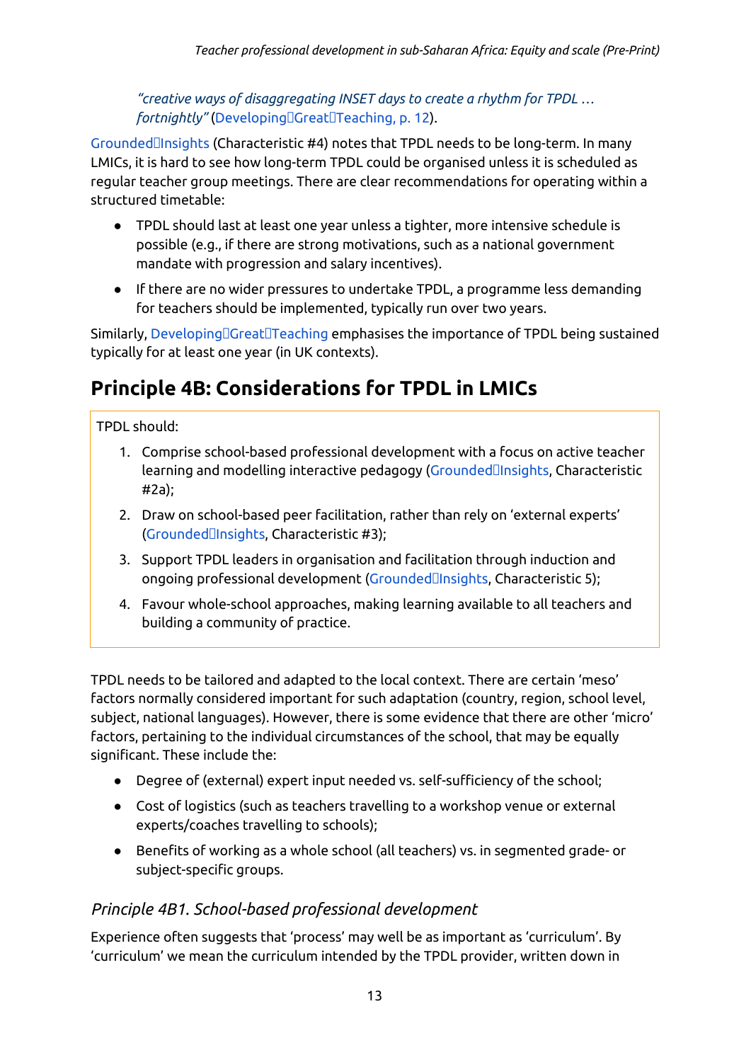> *"creative ways of disaggregating INSET days to create a rhythm for TPDL … fortnightly"* (Developing Great Teaching, p. 12).

Grounded Insights (Characteristic #4) notes that TPDL needs to be long-term. In many LMICs, it is hard to see how long-term TPDL could be organised unless it is scheduled as regular teacher group meetings. There are clear recommendations for operating within a structured timetable:

- TPDL should last at least one year unless a tighter, more intensive schedule is possible (e.g., if there are strong motivations, such as a national government mandate with progression and salary incentives).
- If there are no wider pressures to undertake TPDL, a programme less demanding for teachers should be implemented, typically run over two years.

Similarly, Developing Great Teaching emphasises the importance of TPDL being sustained typically for at least one year (in UK contexts).

## Principle 4B: Considerations for TPDL in LMICs

TPDL should:

1. Comprise school-based professional development with a focus on active teacher learning and modelling interactive pedagogy (Grounded Insights, Characteristic #2a);
2. Draw on school-based peer facilitation, rather than rely on 'external experts' (Grounded Insights, Characteristic #3);
3. Support TPDL leaders in organisation and facilitation through induction and ongoing professional development (Grounded Insights, Characteristic 5);
4. Favour whole-school approaches, making learning available to all teachers and building a community of practice.

TPDL needs to be tailored and adapted to the local context. There are certain 'meso' factors normally considered important for such adaptation (country, region, school level, subject, national languages). However, there is some evidence that there are other 'micro' factors, pertaining to the individual circumstances of the school, that may be equally significant. These include the:

- Degree of (external) expert input needed vs. self-sufficiency of the school;
- Cost of logistics (such as teachers travelling to a workshop venue or external experts/coaches travelling to schools);
- Benefits of working as a whole school (all teachers) vs. in segmented grade- or subject-specific groups.

### *Principle 4B1. School-based professional development*

Experience often suggests that 'process' may well be as important as 'curriculum'. By 'curriculum' we mean the curriculum intended by the TPDL provider, written down in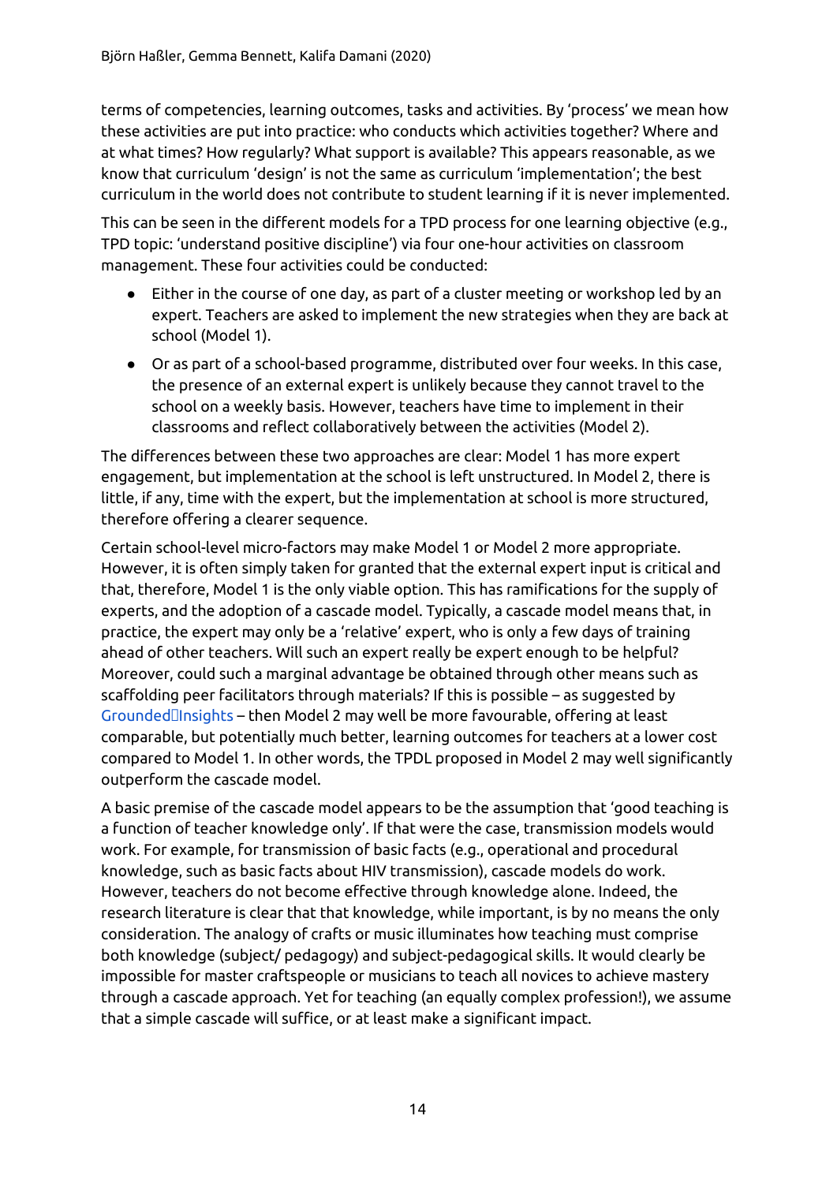terms of competencies, learning outcomes, tasks and activities. By 'process' we mean how these activities are put into practice: who conducts which activities together? Where and at what times? How regularly? What support is available? This appears reasonable, as we know that curriculum 'design' is not the same as curriculum 'implementation'; the best curriculum in the world does not contribute to student learning if it is never implemented.

This can be seen in the different models for a TPD process for one learning objective (e.g., TPD topic: 'understand positive discipline') via four one-hour activities on classroom management. These four activities could be conducted:

- Either in the course of one day, as part of a cluster meeting or workshop led by an expert. Teachers are asked to implement the new strategies when they are back at school (Model 1).
- Or as part of a school-based programme, distributed over four weeks. In this case, the presence of an external expert is unlikely because they cannot travel to the school on a weekly basis. However, teachers have time to implement in their classrooms and reflect collaboratively between the activities (Model 2).

The differences between these two approaches are clear: Model 1 has more expert engagement, but implementation at the school is left unstructured. In Model 2, there is little, if any, time with the expert, but the implementation at school is more structured, therefore offering a clearer sequence.

Certain school-level micro-factors may make Model 1 or Model 2 more appropriate. However, it is often simply taken for granted that the external expert input is critical and that, therefore, Model 1 is the only viable option. This has ramifications for the supply of experts, and the adoption of a cascade model. Typically, a cascade model means that, in practice, the expert may only be a 'relative' expert, who is only a few days of training ahead of other teachers. Will such an expert really be expert enough to be helpful? Moreover, could such a marginal advantage be obtained through other means such as scaffolding peer facilitators through materials? If this is possible – as suggested by Grounded Insights – then Model 2 may well be more favourable, offering at least comparable, but potentially much better, learning outcomes for teachers at a lower cost compared to Model 1. In other words, the TPDL proposed in Model 2 may well significantly outperform the cascade model.

A basic premise of the cascade model appears to be the assumption that 'good teaching is a function of teacher knowledge only'. If that were the case, transmission models would work. For example, for transmission of basic facts (e.g., operational and procedural knowledge, such as basic facts about HIV transmission), cascade models do work. However, teachers do not become effective through knowledge alone. Indeed, the research literature is clear that that knowledge, while important, is by no means the only consideration. The analogy of crafts or music illuminates how teaching must comprise both knowledge (subject/ pedagogy) and subject-pedagogical skills. It would clearly be impossible for master craftspeople or musicians to teach all novices to achieve mastery through a cascade approach. Yet for teaching (an equally complex profession!), we assume that a simple cascade will suffice, or at least make a significant impact.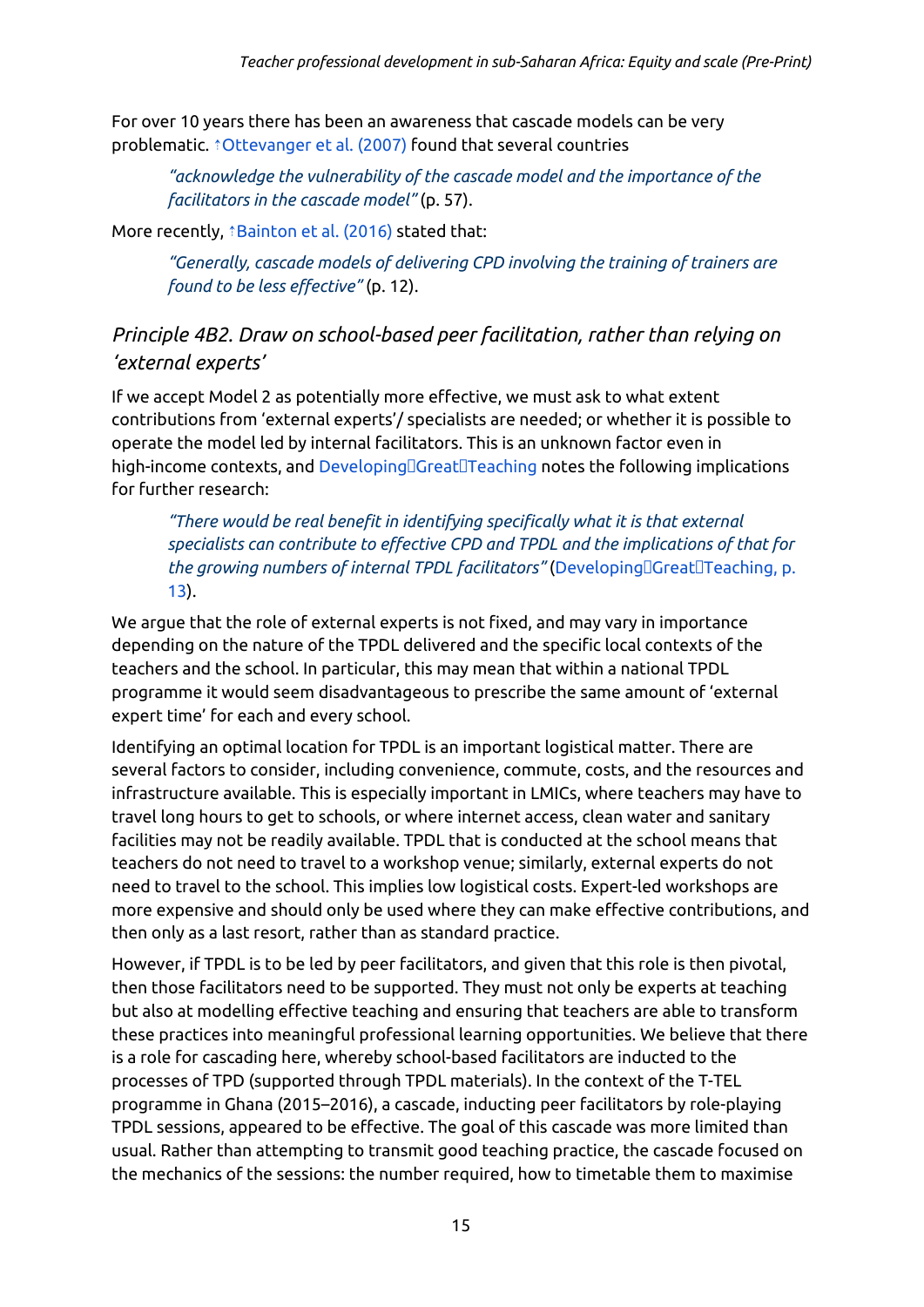For over 10 years there has been an awareness that cascade models can be very problematic. ↑Ottevanger et al. (2007) found that several countries

> *"acknowledge the vulnerability of the cascade model and the importance of the facilitators in the cascade model"* (p. 57).

More recently, ↑Bainton et al. (2016) stated that:

> *"Generally, cascade models of delivering CPD involving the training of trainers are found to be less effective"* (p. 12).

### *Principle 4B2. Draw on school-based peer facilitation, rather than relying on 'external experts'*

If we accept Model 2 as potentially more effective, we must ask to what extent contributions from 'external experts'/ specialists are needed; or whether it is possible to operate the model led by internal facilitators. This is an unknown factor even in high-income contexts, and Developing Great Teaching notes the following implications for further research:

> *"There would be real benefit in identifying specifically what it is that external specialists can contribute to effective CPD and TPDL and the implications of that for the growing numbers of internal TPDL facilitators"* (Developing Great Teaching, p. 13).

We argue that the role of external experts is not fixed, and may vary in importance depending on the nature of the TPDL delivered and the specific local contexts of the teachers and the school. In particular, this may mean that within a national TPDL programme it would seem disadvantageous to prescribe the same amount of 'external expert time' for each and every school.

Identifying an optimal location for TPDL is an important logistical matter. There are several factors to consider, including convenience, commute, costs, and the resources and infrastructure available. This is especially important in LMICs, where teachers may have to travel long hours to get to schools, or where internet access, clean water and sanitary facilities may not be readily available. TPDL that is conducted at the school means that teachers do not need to travel to a workshop venue; similarly, external experts do not need to travel to the school. This implies low logistical costs. Expert-led workshops are more expensive and should only be used where they can make effective contributions, and then only as a last resort, rather than as standard practice.

However, if TPDL is to be led by peer facilitators, and given that this role is then pivotal, then those facilitators need to be supported. They must not only be experts at teaching but also at modelling effective teaching and ensuring that teachers are able to transform these practices into meaningful professional learning opportunities. We believe that there is a role for cascading here, whereby school-based facilitators are inducted to the processes of TPD (supported through TPDL materials). In the context of the T-TEL programme in Ghana (2015–2016), a cascade, inducting peer facilitators by role-playing TPDL sessions, appeared to be effective. The goal of this cascade was more limited than usual. Rather than attempting to transmit good teaching practice, the cascade focused on the mechanics of the sessions: the number required, how to timetable them to maximise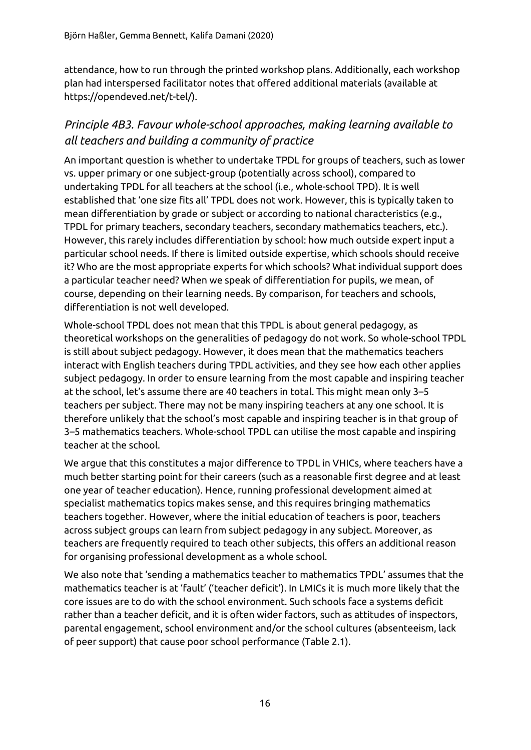attendance, how to run through the printed workshop plans. Additionally, each workshop plan had interspersed facilitator notes that offered additional materials (available at https://opendeved.net/t-tel/).

### *Principle 4B3. Favour whole-school approaches, making learning available to all teachers and building a community of practice*

An important question is whether to undertake TPDL for groups of teachers, such as lower vs. upper primary or one subject-group (potentially across school), compared to undertaking TPDL for all teachers at the school (i.e., whole-school TPD). It is well established that 'one size fits all' TPDL does not work. However, this is typically taken to mean differentiation by grade or subject or according to national characteristics (e.g., TPDL for primary teachers, secondary teachers, secondary mathematics teachers, etc.). However, this rarely includes differentiation by school: how much outside expert input a particular school needs. If there is limited outside expertise, which schools should receive it? Who are the most appropriate experts for which schools? What individual support does a particular teacher need? When we speak of differentiation for pupils, we mean, of course, depending on their learning needs. By comparison, for teachers and schools, differentiation is not well developed.

Whole-school TPDL does not mean that this TPDL is about general pedagogy, as theoretical workshops on the generalities of pedagogy do not work. So whole-school TPDL is still about subject pedagogy. However, it does mean that the mathematics teachers interact with English teachers during TPDL activities, and they see how each other applies subject pedagogy. In order to ensure learning from the most capable and inspiring teacher at the school, let's assume there are 40 teachers in total. This might mean only 3–5 teachers per subject. There may not be many inspiring teachers at any one school. It is therefore unlikely that the school's most capable and inspiring teacher is in that group of 3–5 mathematics teachers. Whole-school TPDL can utilise the most capable and inspiring teacher at the school.

We argue that this constitutes a major difference to TPDL in VHICs, where teachers have a much better starting point for their careers (such as a reasonable first degree and at least one year of teacher education). Hence, running professional development aimed at specialist mathematics topics makes sense, and this requires bringing mathematics teachers together. However, where the initial education of teachers is poor, teachers across subject groups can learn from subject pedagogy in any subject. Moreover, as teachers are frequently required to teach other subjects, this offers an additional reason for organising professional development as a whole school.

We also note that 'sending a mathematics teacher to mathematics TPDL' assumes that the mathematics teacher is at 'fault' ('teacher deficit'). In LMICs it is much more likely that the core issues are to do with the school environment. Such schools face a systems deficit rather than a teacher deficit, and it is often wider factors, such as attitudes of inspectors, parental engagement, school environment and/or the school cultures (absenteeism, lack of peer support) that cause poor school performance (Table 2.1).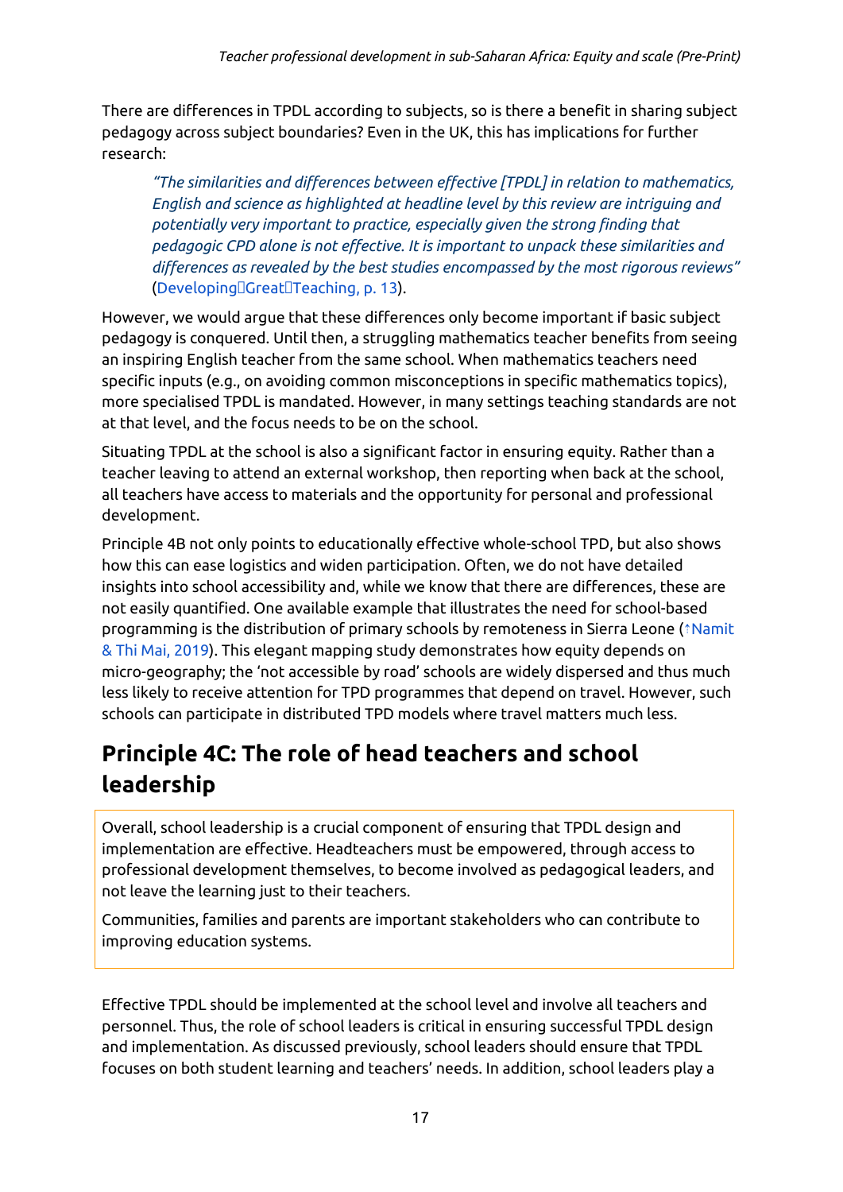There are differences in TPDL according to subjects, so is there a benefit in sharing subject pedagogy across subject boundaries? Even in the UK, this has implications for further research:

> *"The similarities and differences between effective [TPDL] in relation to mathematics, English and science as highlighted at headline level by this review are intriguing and potentially very important to practice, especially given the strong finding that pedagogic CPD alone is not effective. It is important to unpack these similarities and differences as revealed by the best studies encompassed by the most rigorous reviews"* (Developing Great Teaching, p. 13).

However, we would argue that these differences only become important if basic subject pedagogy is conquered. Until then, a struggling mathematics teacher benefits from seeing an inspiring English teacher from the same school. When mathematics teachers need specific inputs (e.g., on avoiding common misconceptions in specific mathematics topics), more specialised TPDL is mandated. However, in many settings teaching standards are not at that level, and the focus needs to be on the school.

Situating TPDL at the school is also a significant factor in ensuring equity. Rather than a teacher leaving to attend an external workshop, then reporting when back at the school, all teachers have access to materials and the opportunity for personal and professional development.

Principle 4B not only points to educationally effective whole-school TPD, but also shows how this can ease logistics and widen participation. Often, we do not have detailed insights into school accessibility and, while we know that there are differences, these are not easily quantified. One available example that illustrates the need for school-based programming is the distribution of primary schools by remoteness in Sierra Leone (↑Namit & Thi Mai, 2019). This elegant mapping study demonstrates how equity depends on micro-geography; the 'not accessible by road' schools are widely dispersed and thus much less likely to receive attention for TPD programmes that depend on travel. However, such schools can participate in distributed TPD models where travel matters much less.

## Principle 4C: The role of head teachers and school leadership

> Overall, school leadership is a crucial component of ensuring that TPDL design and implementation are effective. Headteachers must be empowered, through access to professional development themselves, to become involved as pedagogical leaders, and not leave the learning just to their teachers.
>
> Communities, families and parents are important stakeholders who can contribute to improving education systems.

Effective TPDL should be implemented at the school level and involve all teachers and personnel. Thus, the role of school leaders is critical in ensuring successful TPDL design and implementation. As discussed previously, school leaders should ensure that TPDL focuses on both student learning and teachers' needs. In addition, school leaders play a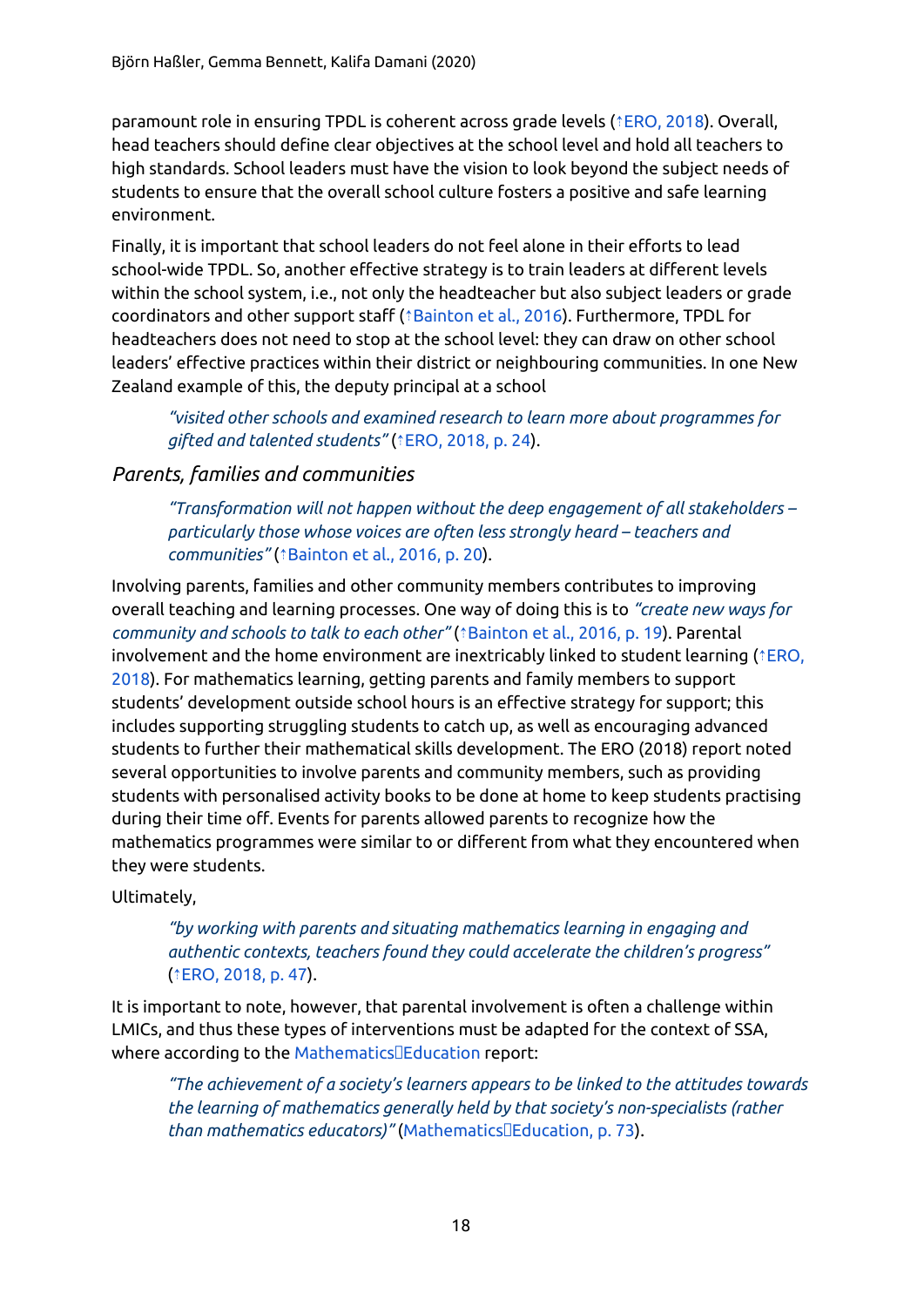paramount role in ensuring TPDL is coherent across grade levels (↑ERO, 2018). Overall, head teachers should define clear objectives at the school level and hold all teachers to high standards. School leaders must have the vision to look beyond the subject needs of students to ensure that the overall school culture fosters a positive and safe learning environment.

Finally, it is important that school leaders do not feel alone in their efforts to lead school-wide TPDL. So, another effective strategy is to train leaders at different levels within the school system, i.e., not only the headteacher but also subject leaders or grade coordinators and other support staff (↑Bainton et al., 2016). Furthermore, TPDL for headteachers does not need to stop at the school level: they can draw on other school leaders' effective practices within their district or neighbouring communities. In one New Zealand example of this, the deputy principal at a school

> *"visited other schools and examined research to learn more about programmes for gifted and talented students"* (↑ERO, 2018, p. 24).

### *Parents, families and communities*

> *"Transformation will not happen without the deep engagement of all stakeholders – particularly those whose voices are often less strongly heard – teachers and communities"* (↑Bainton et al., 2016, p. 20).

Involving parents, families and other community members contributes to improving overall teaching and learning processes. One way of doing this is to *"create new ways for community and schools to talk to each other"* (↑Bainton et al., 2016, p. 19). Parental involvement and the home environment are inextricably linked to student learning (↑ERO, 2018). For mathematics learning, getting parents and family members to support students' development outside school hours is an effective strategy for support; this includes supporting struggling students to catch up, as well as encouraging advanced students to further their mathematical skills development. The ERO (2018) report noted several opportunities to involve parents and community members, such as providing students with personalised activity books to be done at home to keep students practising during their time off. Events for parents allowed parents to recognize how the mathematics programmes were similar to or different from what they encountered when they were students.

Ultimately,

> *"by working with parents and situating mathematics learning in engaging and authentic contexts, teachers found they could accelerate the children's progress"* (↑ERO, 2018, p. 47).

It is important to note, however, that parental involvement is often a challenge within LMICs, and thus these types of interventions must be adapted for the context of SSA, where according to the Mathematics Education report:

> *"The achievement of a society's learners appears to be linked to the attitudes towards the learning of mathematics generally held by that society's non-specialists (rather than mathematics educators)"* (Mathematics Education, p. 73).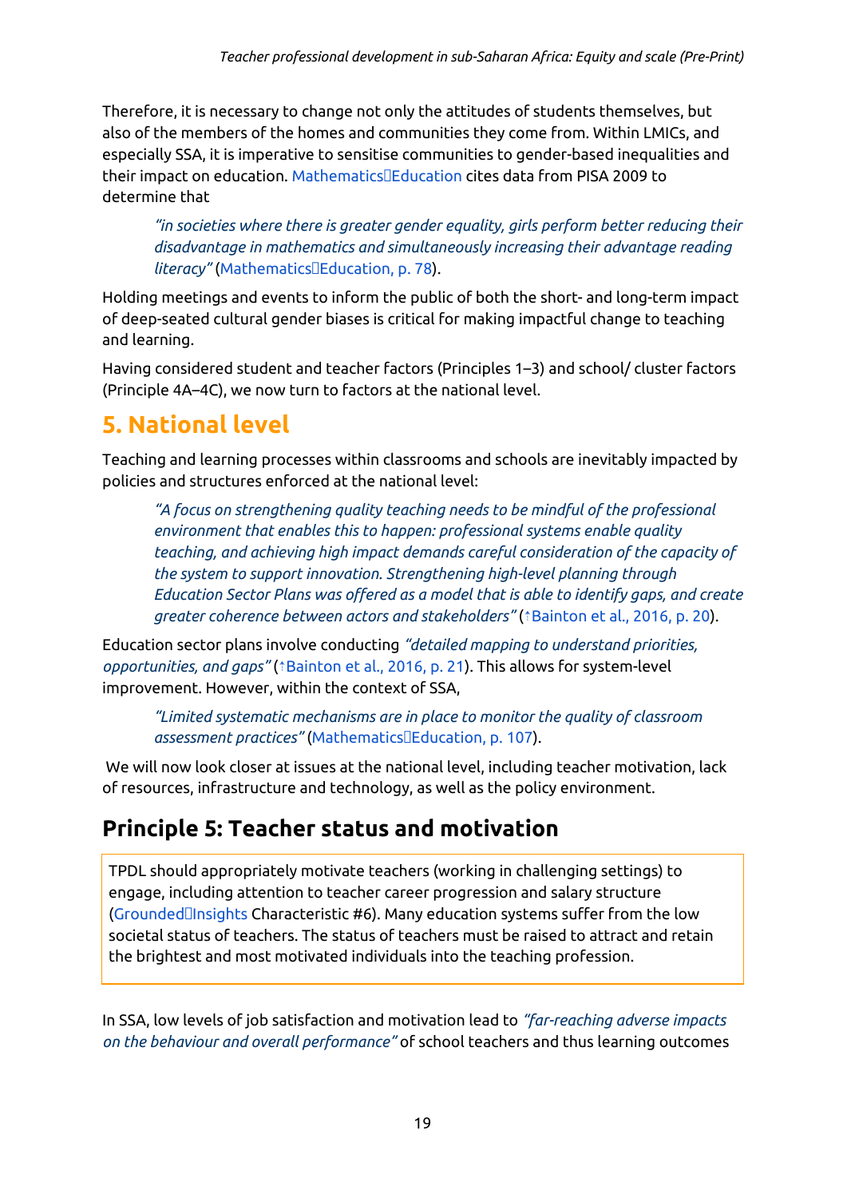Therefore, it is necessary to change not only the attitudes of students themselves, but also of the members of the homes and communities they come from. Within LMICs, and especially SSA, it is imperative to sensitise communities to gender-based inequalities and their impact on education. Mathematics Education cites data from PISA 2009 to determine that

> *"in societies where there is greater gender equality, girls perform better reducing their disadvantage in mathematics and simultaneously increasing their advantage reading literacy"* (Mathematics Education, p. 78).

Holding meetings and events to inform the public of both the short- and long-term impact of deep-seated cultural gender biases is critical for making impactful change to teaching and learning.

Having considered student and teacher factors (Principles 1–3) and school/ cluster factors (Principle 4A–4C), we now turn to factors at the national level.

# 5. National level

Teaching and learning processes within classrooms and schools are inevitably impacted by policies and structures enforced at the national level:

> *"A focus on strengthening quality teaching needs to be mindful of the professional environment that enables this to happen: professional systems enable quality teaching, and achieving high impact demands careful consideration of the capacity of the system to support innovation. Strengthening high-level planning through Education Sector Plans was offered as a model that is able to identify gaps, and create greater coherence between actors and stakeholders"* (↑Bainton et al., 2016, p. 20).

Education sector plans involve conducting *"detailed mapping to understand priorities, opportunities, and gaps"* (↑Bainton et al., 2016, p. 21). This allows for system-level improvement. However, within the context of SSA,

> *"Limited systematic mechanisms are in place to monitor the quality of classroom assessment practices"* (Mathematics Education, p. 107).

We will now look closer at issues at the national level, including teacher motivation, lack of resources, infrastructure and technology, as well as the policy environment.

## Principle 5: Teacher status and motivation

TPDL should appropriately motivate teachers (working in challenging settings) to engage, including attention to teacher career progression and salary structure (Grounded Insights Characteristic #6). Many education systems suffer from the low societal status of teachers. The status of teachers must be raised to attract and retain the brightest and most motivated individuals into the teaching profession.

In SSA, low levels of job satisfaction and motivation lead to *"far-reaching adverse impacts on the behaviour and overall performance"* of school teachers and thus learning outcomes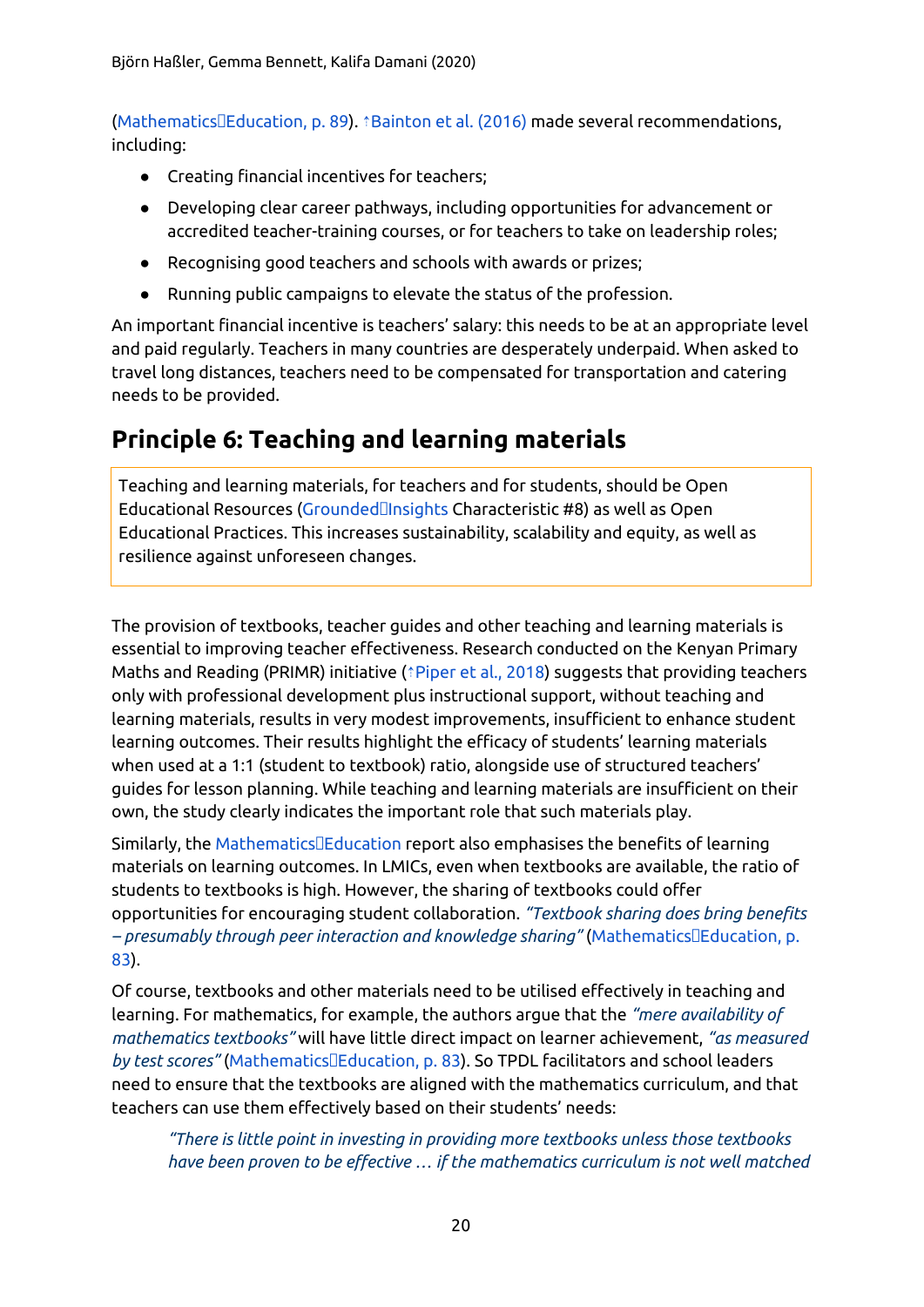(Mathematics Education, p. 89). ↑Bainton et al. (2016) made several recommendations, including:

- Creating financial incentives for teachers;
- Developing clear career pathways, including opportunities for advancement or accredited teacher-training courses, or for teachers to take on leadership roles;
- Recognising good teachers and schools with awards or prizes;
- Running public campaigns to elevate the status of the profession.

An important financial incentive is teachers' salary: this needs to be at an appropriate level and paid regularly. Teachers in many countries are desperately underpaid. When asked to travel long distances, teachers need to be compensated for transportation and catering needs to be provided.

## Principle 6: Teaching and learning materials

> Teaching and learning materials, for teachers and for students, should be Open Educational Resources (Grounded Insights Characteristic #8) as well as Open Educational Practices. This increases sustainability, scalability and equity, as well as resilience against unforeseen changes.

The provision of textbooks, teacher guides and other teaching and learning materials is essential to improving teacher effectiveness. Research conducted on the Kenyan Primary Maths and Reading (PRIMR) initiative (↑Piper et al., 2018) suggests that providing teachers only with professional development plus instructional support, without teaching and learning materials, results in very modest improvements, insufficient to enhance student learning outcomes. Their results highlight the efficacy of students' learning materials when used at a 1:1 (student to textbook) ratio, alongside use of structured teachers' guides for lesson planning. While teaching and learning materials are insufficient on their own, the study clearly indicates the important role that such materials play.

Similarly, the Mathematics Education report also emphasises the benefits of learning materials on learning outcomes. In LMICs, even when textbooks are available, the ratio of students to textbooks is high. However, the sharing of textbooks could offer opportunities for encouraging student collaboration. *"Textbook sharing does bring benefits – presumably through peer interaction and knowledge sharing"* (Mathematics Education, p. 83).

Of course, textbooks and other materials need to be utilised effectively in teaching and learning. For mathematics, for example, the authors argue that the *"mere availability of mathematics textbooks"* will have little direct impact on learner achievement, *"as measured by test scores"* (Mathematics Education, p. 83). So TPDL facilitators and school leaders need to ensure that the textbooks are aligned with the mathematics curriculum, and that teachers can use them effectively based on their students' needs:

> *"There is little point in investing in providing more textbooks unless those textbooks have been proven to be effective … if the mathematics curriculum is not well matched*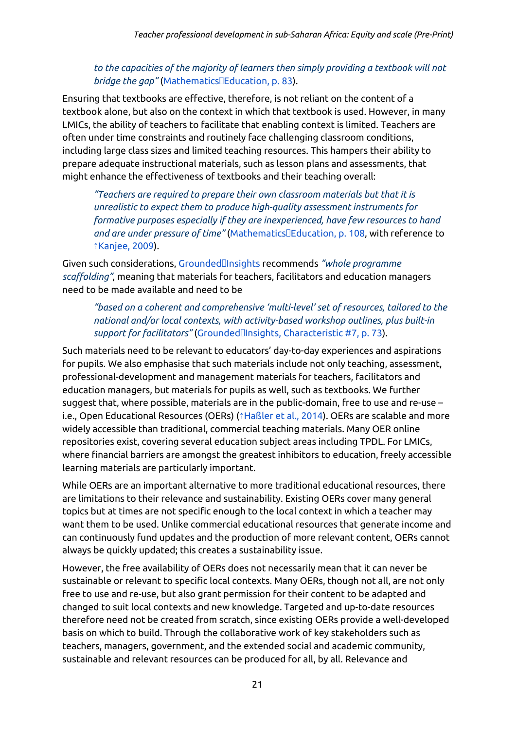> *to the capacities of the majority of learners then simply providing a textbook will not bridge the gap"* (Mathematics□Education, p. 83).

Ensuring that textbooks are effective, therefore, is not reliant on the content of a textbook alone, but also on the context in which that textbook is used. However, in many LMICs, the ability of teachers to facilitate that enabling context is limited. Teachers are often under time constraints and routinely face challenging classroom conditions, including large class sizes and limited teaching resources. This hampers their ability to prepare adequate instructional materials, such as lesson plans and assessments, that might enhance the effectiveness of textbooks and their teaching overall:

> *"Teachers are required to prepare their own classroom materials but that it is unrealistic to expect them to produce high-quality assessment instruments for formative purposes especially if they are inexperienced, have few resources to hand and are under pressure of time"* (Mathematics□Education, p. 108, with reference to ↑Kanjee, 2009).

Given such considerations, Grounded□Insights recommends *"whole programme scaffolding"*, meaning that materials for teachers, facilitators and education managers need to be made available and need to be

> *"based on a coherent and comprehensive 'multi-level' set of resources, tailored to the national and/or local contexts, with activity-based workshop outlines, plus built-in support for facilitators"* (Grounded□Insights, Characteristic #7, p. 73).

Such materials need to be relevant to educators' day-to-day experiences and aspirations for pupils. We also emphasise that such materials include not only teaching, assessment, professional-development and management materials for teachers, facilitators and education managers, but materials for pupils as well, such as textbooks. We further suggest that, where possible, materials are in the public-domain, free to use and re-use – i.e., Open Educational Resources (OERs) (↑Haßler et al., 2014). OERs are scalable and more widely accessible than traditional, commercial teaching materials. Many OER online repositories exist, covering several education subject areas including TPDL. For LMICs, where financial barriers are amongst the greatest inhibitors to education, freely accessible learning materials are particularly important.

While OERs are an important alternative to more traditional educational resources, there are limitations to their relevance and sustainability. Existing OERs cover many general topics but at times are not specific enough to the local context in which a teacher may want them to be used. Unlike commercial educational resources that generate income and can continuously fund updates and the production of more relevant content, OERs cannot always be quickly updated; this creates a sustainability issue.

However, the free availability of OERs does not necessarily mean that it can never be sustainable or relevant to specific local contexts. Many OERs, though not all, are not only free to use and re-use, but also grant permission for their content to be adapted and changed to suit local contexts and new knowledge. Targeted and up-to-date resources therefore need not be created from scratch, since existing OERs provide a well-developed basis on which to build. Through the collaborative work of key stakeholders such as teachers, managers, government, and the extended social and academic community, sustainable and relevant resources can be produced for all, by all. Relevance and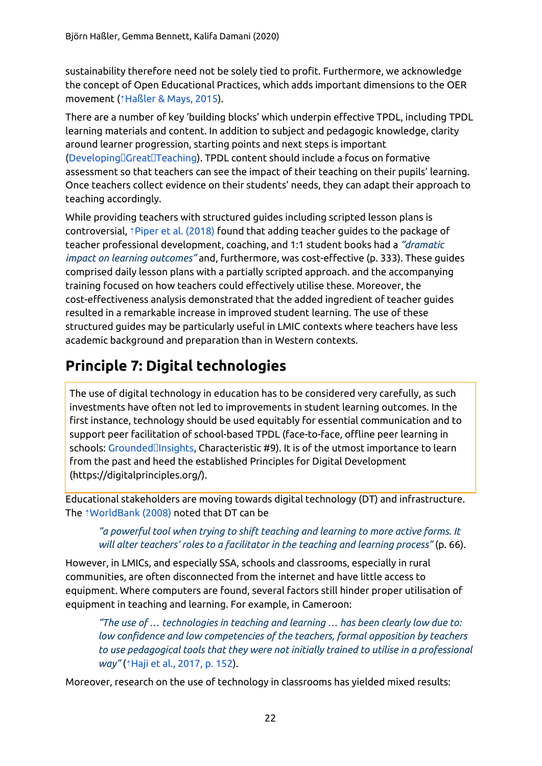sustainability therefore need not be solely tied to profit. Furthermore, we acknowledge the concept of Open Educational Practices, which adds important dimensions to the OER movement (↑Haßler & Mays, 2015).

There are a number of key 'building blocks' which underpin effective TPDL, including TPDL learning materials and content. In addition to subject and pedagogic knowledge, clarity around learner progression, starting points and next steps is important (Developing Great Teaching). TPDL content should include a focus on formative assessment so that teachers can see the impact of their teaching on their pupils' learning. Once teachers collect evidence on their students' needs, they can adapt their approach to teaching accordingly.

While providing teachers with structured guides including scripted lesson plans is controversial, ↑Piper et al. (2018) found that adding teacher guides to the package of teacher professional development, coaching, and 1:1 student books had a *"dramatic impact on learning outcomes"* and, furthermore, was cost-effective (p. 333). These guides comprised daily lesson plans with a partially scripted approach. and the accompanying training focused on how teachers could effectively utilise these. Moreover, the cost-effectiveness analysis demonstrated that the added ingredient of teacher guides resulted in a remarkable increase in improved student learning. The use of these structured guides may be particularly useful in LMIC contexts where teachers have less academic background and preparation than in Western contexts.

## Principle 7: Digital technologies

> The use of digital technology in education has to be considered very carefully, as such investments have often not led to improvements in student learning outcomes. In the first instance, technology should be used equitably for essential communication and to support peer facilitation of school-based TPDL (face-to-face, offline peer learning in schools: Grounded Insights, Characteristic #9). It is of the utmost importance to learn from the past and heed the established Principles for Digital Development (https://digitalprinciples.org/).

Educational stakeholders are moving towards digital technology (DT) and infrastructure. The ↑WorldBank (2008) noted that DT can be

> *"a powerful tool when trying to shift teaching and learning to more active forms. It will alter teachers' roles to a facilitator in the teaching and learning process"* (p. 66).

However, in LMICs, and especially SSA, schools and classrooms, especially in rural communities, are often disconnected from the internet and have little access to equipment. Where computers are found, several factors still hinder proper utilisation of equipment in teaching and learning. For example, in Cameroon:

> *"The use of … technologies in teaching and learning … has been clearly low due to: low confidence and low competencies of the teachers, formal opposition by teachers to use pedagogical tools that they were not initially trained to utilise in a professional way"* (↑Haji et al., 2017, p. 152).

Moreover, research on the use of technology in classrooms has yielded mixed results: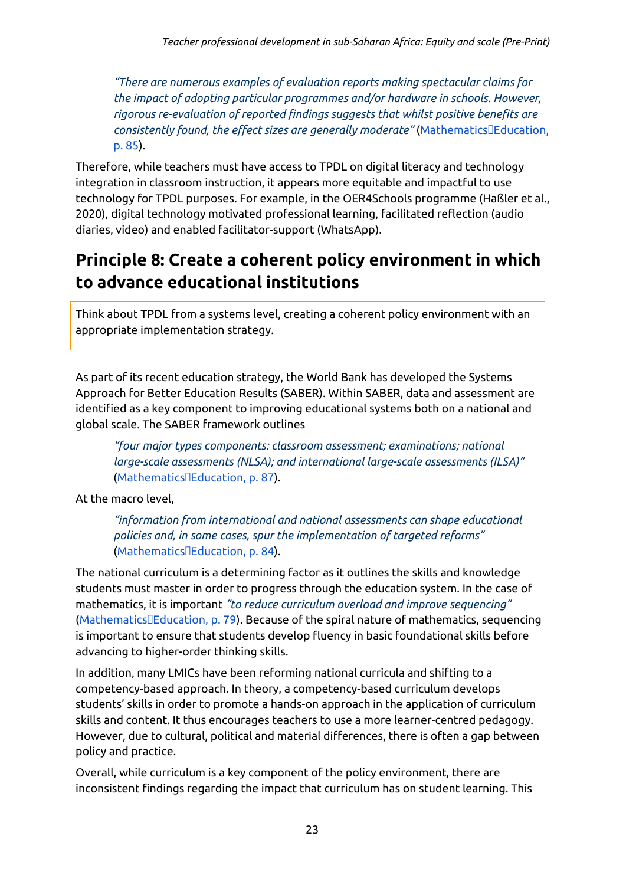> *"There are numerous examples of evaluation reports making spectacular claims for the impact of adopting particular programmes and/or hardware in schools. However, rigorous re-evaluation of reported findings suggests that whilst positive benefits are consistently found, the effect sizes are generally moderate"* (Mathematics Education, p. 85).

Therefore, while teachers must have access to TPDL on digital literacy and technology integration in classroom instruction, it appears more equitable and impactful to use technology for TPDL purposes. For example, in the OER4Schools programme (Haßler et al., 2020), digital technology motivated professional learning, facilitated reflection (audio diaries, video) and enabled facilitator-support (WhatsApp).

## Principle 8: Create a coherent policy environment in which to advance educational institutions

Think about TPDL from a systems level, creating a coherent policy environment with an appropriate implementation strategy.

As part of its recent education strategy, the World Bank has developed the Systems Approach for Better Education Results (SABER). Within SABER, data and assessment are identified as a key component to improving educational systems both on a national and global scale. The SABER framework outlines

> *"four major types components: classroom assessment; examinations; national large-scale assessments (NLSA); and international large-scale assessments (ILSA)"* (Mathematics Education, p. 87).

At the macro level,

> *"information from international and national assessments can shape educational policies and, in some cases, spur the implementation of targeted reforms"* (Mathematics Education, p. 84).

The national curriculum is a determining factor as it outlines the skills and knowledge students must master in order to progress through the education system. In the case of mathematics, it is important *"to reduce curriculum overload and improve sequencing"* (Mathematics Education, p. 79). Because of the spiral nature of mathematics, sequencing is important to ensure that students develop fluency in basic foundational skills before advancing to higher-order thinking skills.

In addition, many LMICs have been reforming national curricula and shifting to a competency-based approach. In theory, a competency-based curriculum develops students' skills in order to promote a hands-on approach in the application of curriculum skills and content. It thus encourages teachers to use a more learner-centred pedagogy. However, due to cultural, political and material differences, there is often a gap between policy and practice.

Overall, while curriculum is a key component of the policy environment, there are inconsistent findings regarding the impact that curriculum has on student learning. This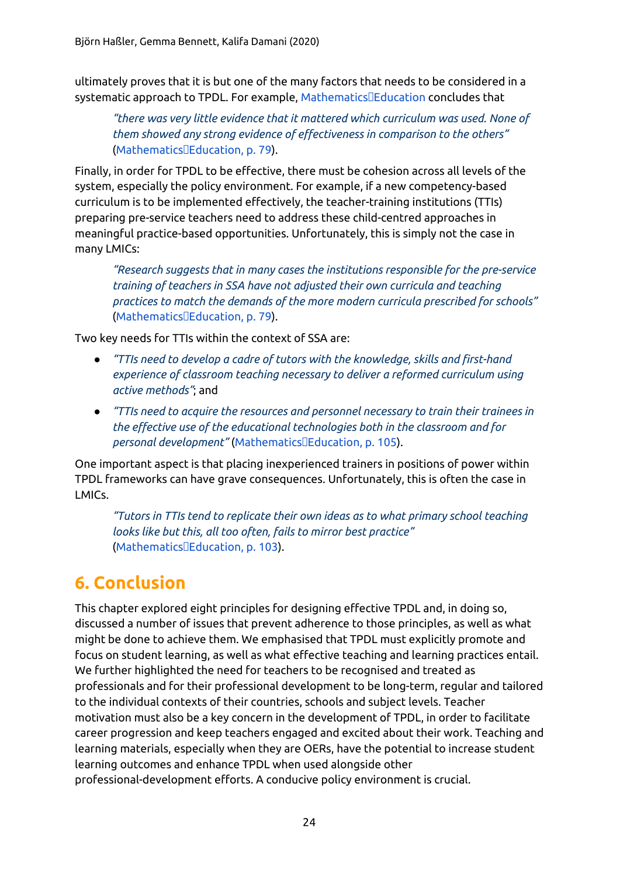ultimately proves that it is but one of the many factors that needs to be considered in a systematic approach to TPDL. For example, Mathematics Education concludes that

> *"there was very little evidence that it mattered which curriculum was used. None of them showed any strong evidence of effectiveness in comparison to the others"* (Mathematics Education, p. 79).

Finally, in order for TPDL to be effective, there must be cohesion across all levels of the system, especially the policy environment. For example, if a new competency-based curriculum is to be implemented effectively, the teacher-training institutions (TTIs) preparing pre-service teachers need to address these child-centred approaches in meaningful practice-based opportunities. Unfortunately, this is simply not the case in many LMICs:

> *"Research suggests that in many cases the institutions responsible for the pre-service training of teachers in SSA have not adjusted their own curricula and teaching practices to match the demands of the more modern curricula prescribed for schools"* (Mathematics Education, p. 79).

Two key needs for TTIs within the context of SSA are:

- *"TTIs need to develop a cadre of tutors with the knowledge, skills and first-hand experience of classroom teaching necessary to deliver a reformed curriculum using active methods"*; and
- *"TTIs need to acquire the resources and personnel necessary to train their trainees in the effective use of the educational technologies both in the classroom and for personal development"* (Mathematics Education, p. 105).

One important aspect is that placing inexperienced trainers in positions of power within TPDL frameworks can have grave consequences. Unfortunately, this is often the case in LMICs.

> *"Tutors in TTIs tend to replicate their own ideas as to what primary school teaching looks like but this, all too often, fails to mirror best practice"* (Mathematics Education, p. 103).

## 6. Conclusion

This chapter explored eight principles for designing effective TPDL and, in doing so, discussed a number of issues that prevent adherence to those principles, as well as what might be done to achieve them. We emphasised that TPDL must explicitly promote and focus on student learning, as well as what effective teaching and learning practices entail. We further highlighted the need for teachers to be recognised and treated as professionals and for their professional development to be long-term, regular and tailored to the individual contexts of their countries, schools and subject levels. Teacher motivation must also be a key concern in the development of TPDL, in order to facilitate career progression and keep teachers engaged and excited about their work. Teaching and learning materials, especially when they are OERs, have the potential to increase student learning outcomes and enhance TPDL when used alongside other professional-development efforts. A conducive policy environment is crucial.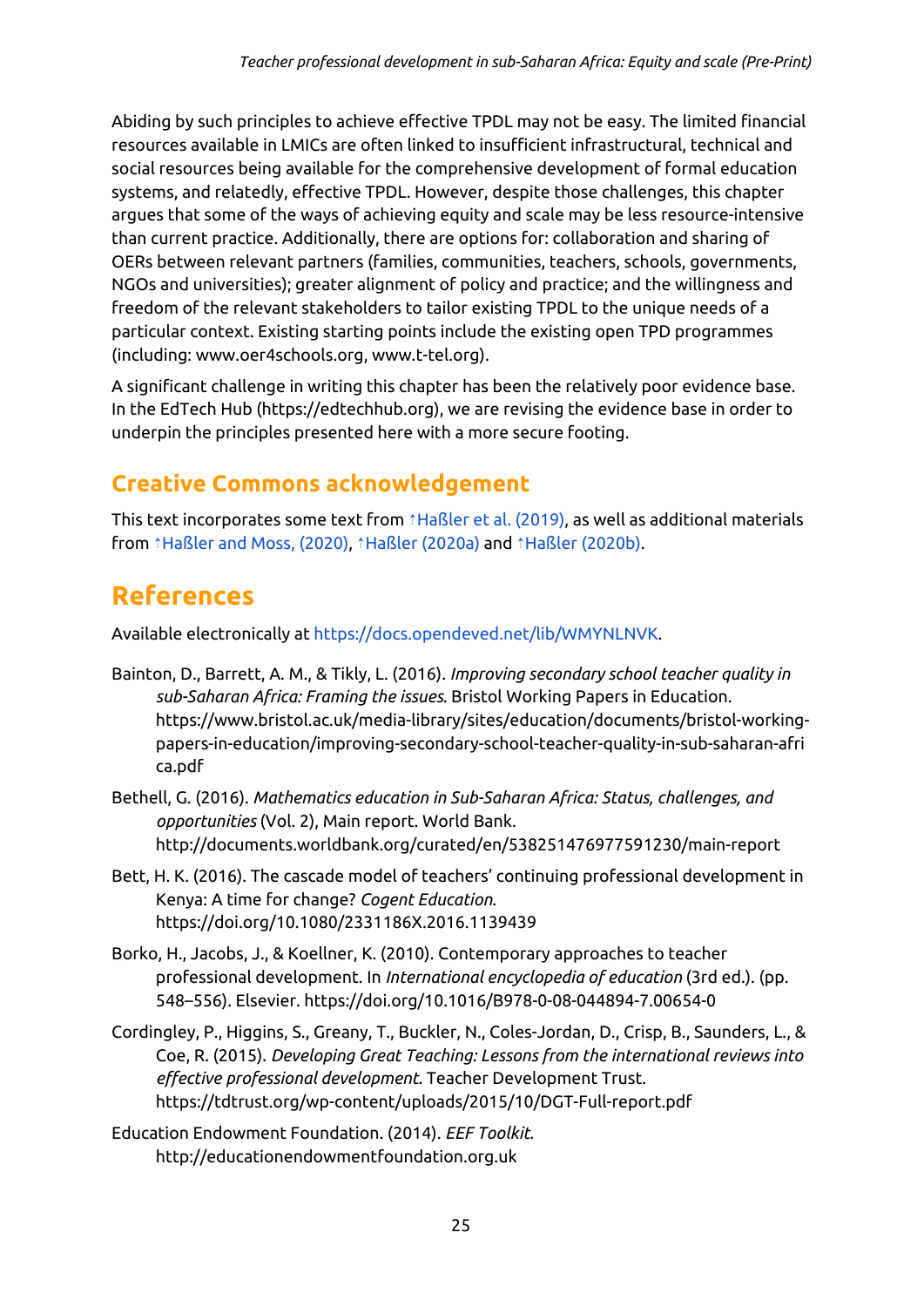Abiding by such principles to achieve effective TPDL may not be easy. The limited financial resources available in LMICs are often linked to insufficient infrastructural, technical and social resources being available for the comprehensive development of formal education systems, and relatedly, effective TPDL. However, despite those challenges, this chapter argues that some of the ways of achieving equity and scale may be less resource-intensive than current practice. Additionally, there are options for: collaboration and sharing of OERs between relevant partners (families, communities, teachers, schools, governments, NGOs and universities); greater alignment of policy and practice; and the willingness and freedom of the relevant stakeholders to tailor existing TPDL to the unique needs of a particular context. Existing starting points include the existing open TPD programmes (including: www.oer4schools.org, www.t-tel.org).

A significant challenge in writing this chapter has been the relatively poor evidence base. In the EdTech Hub (https://edtechhub.org), we are revising the evidence base in order to underpin the principles presented here with a more secure footing.

## Creative Commons acknowledgement

This text incorporates some text from ↑Haßler et al. (2019), as well as additional materials from ↑Haßler and Moss, (2020), ↑Haßler (2020a) and ↑Haßler (2020b).

# References

Available electronically at https://docs.opendeved.net/lib/WMYNLNVK.

Bainton, D., Barrett, A. M., & Tikly, L. (2016). *Improving secondary school teacher quality in sub-Saharan Africa: Framing the issues*. Bristol Working Papers in Education. https://www.bristol.ac.uk/media-library/sites/education/documents/bristol-working-papers-in-education/improving-secondary-school-teacher-quality-in-sub-saharan-africa.pdf

Bethell, G. (2016). *Mathematics education in Sub-Saharan Africa: Status, challenges, and opportunities* (Vol. 2), Main report. World Bank. http://documents.worldbank.org/curated/en/538251476977591230/main-report

Bett, H. K. (2016). The cascade model of teachers' continuing professional development in Kenya: A time for change? *Cogent Education*. https://doi.org/10.1080/2331186X.2016.1139439

Borko, H., Jacobs, J., & Koellner, K. (2010). Contemporary approaches to teacher professional development. In *International encyclopedia of education* (3rd ed.). (pp. 548–556). Elsevier. https://doi.org/10.1016/B978-0-08-044894-7.00654-0

Cordingley, P., Higgins, S., Greany, T., Buckler, N., Coles-Jordan, D., Crisp, B., Saunders, L., & Coe, R. (2015). *Developing Great Teaching: Lessons from the international reviews into effective professional development*. Teacher Development Trust. https://tdtrust.org/wp-content/uploads/2015/10/DGT-Full-report.pdf

Education Endowment Foundation. (2014). *EEF Toolkit*. http://educationendowmentfoundation.org.uk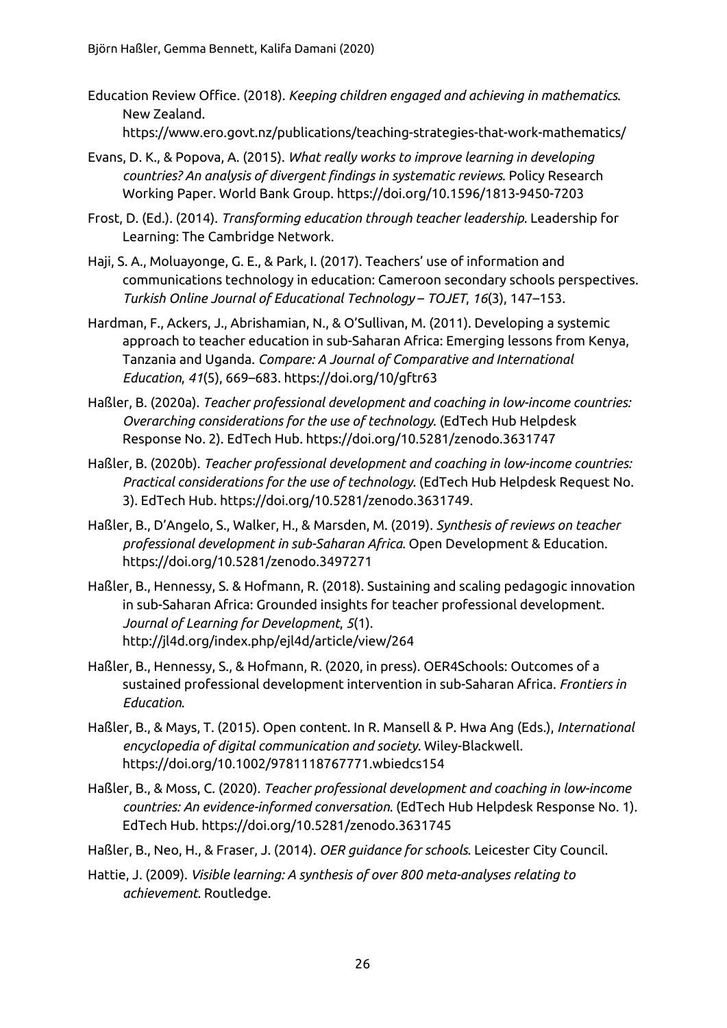Education Review Office. (2018). *Keeping children engaged and achieving in mathematics*. New Zealand. https://www.ero.govt.nz/publications/teaching-strategies-that-work-mathematics/

Evans, D. K., & Popova, A. (2015). *What really works to improve learning in developing countries? An analysis of divergent findings in systematic reviews*. Policy Research Working Paper. World Bank Group. https://doi.org/10.1596/1813-9450-7203

Frost, D. (Ed.). (2014). *Transforming education through teacher leadership*. Leadership for Learning: The Cambridge Network.

Haji, S. A., Moluayonge, G. E., & Park, I. (2017). Teachers' use of information and communications technology in education: Cameroon secondary schools perspectives. *Turkish Online Journal of Educational Technology – TOJET*, *16*(3), 147–153.

Hardman, F., Ackers, J., Abrishamian, N., & O'Sullivan, M. (2011). Developing a systemic approach to teacher education in sub-Saharan Africa: Emerging lessons from Kenya, Tanzania and Uganda. *Compare: A Journal of Comparative and International Education*, *41*(5), 669–683. https://doi.org/10/gftr63

Haßler, B. (2020a). *Teacher professional development and coaching in low-income countries: Overarching considerations for the use of technology*. (EdTech Hub Helpdesk Response No. 2). EdTech Hub. https://doi.org/10.5281/zenodo.3631747

Haßler, B. (2020b). *Teacher professional development and coaching in low-income countries: Practical considerations for the use of technology*. (EdTech Hub Helpdesk Request No. 3). EdTech Hub. https://doi.org/10.5281/zenodo.3631749.

Haßler, B., D'Angelo, S., Walker, H., & Marsden, M. (2019). *Synthesis of reviews on teacher professional development in sub-Saharan Africa*. Open Development & Education. https://doi.org/10.5281/zenodo.3497271

Haßler, B., Hennessy, S. & Hofmann, R. (2018). Sustaining and scaling pedagogic innovation in sub-Saharan Africa: Grounded insights for teacher professional development. *Journal of Learning for Development*, *5*(1). http://jl4d.org/index.php/ejl4d/article/view/264

Haßler, B., Hennessy, S., & Hofmann, R. (2020, in press). OER4Schools: Outcomes of a sustained professional development intervention in sub-Saharan Africa. *Frontiers in Education*.

Haßler, B., & Mays, T. (2015). Open content. In R. Mansell & P. Hwa Ang (Eds.), *International encyclopedia of digital communication and society*. Wiley-Blackwell. https://doi.org/10.1002/9781118767771.wbiedcs154

Haßler, B., & Moss, C. (2020). *Teacher professional development and coaching in low-income countries: An evidence-informed conversation*. (EdTech Hub Helpdesk Response No. 1). EdTech Hub. https://doi.org/10.5281/zenodo.3631745

Haßler, B., Neo, H., & Fraser, J. (2014). *OER guidance for schools*. Leicester City Council.

Hattie, J. (2009). *Visible learning: A synthesis of over 800 meta-analyses relating to achievement*. Routledge.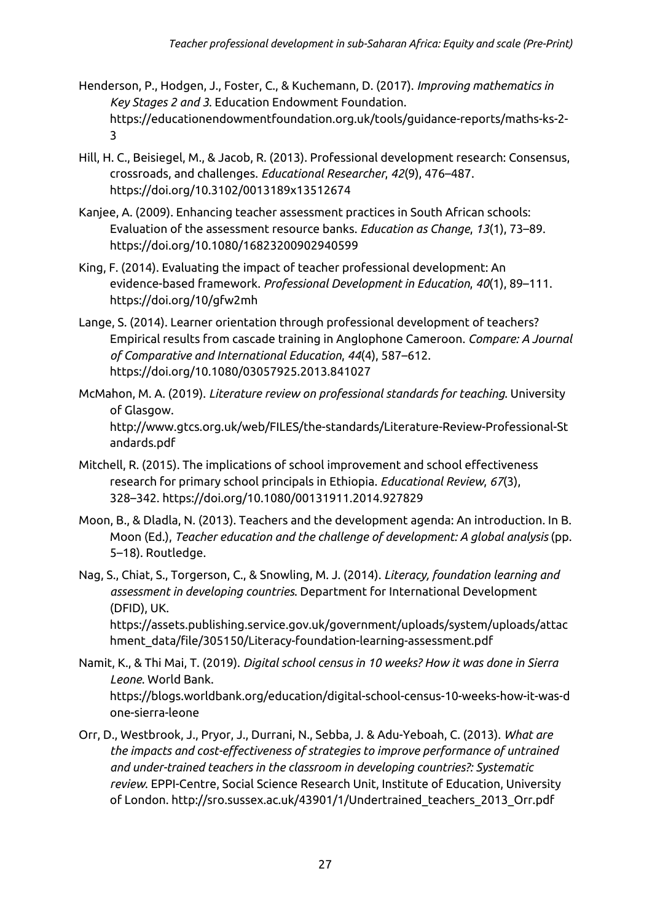Henderson, P., Hodgen, J., Foster, C., & Kuchemann, D. (2017). *Improving mathematics in Key Stages 2 and 3*. Education Endowment Foundation. https://educationendowmentfoundation.org.uk/tools/guidance-reports/maths-ks-2-3

Hill, H. C., Beisiegel, M., & Jacob, R. (2013). Professional development research: Consensus, crossroads, and challenges. *Educational Researcher*, *42*(9), 476–487. https://doi.org/10.3102/0013189x13512674

Kanjee, A. (2009). Enhancing teacher assessment practices in South African schools: Evaluation of the assessment resource banks. *Education as Change*, *13*(1), 73–89. https://doi.org/10.1080/16823200902940599

King, F. (2014). Evaluating the impact of teacher professional development: An evidence-based framework. *Professional Development in Education*, *40*(1), 89–111. https://doi.org/10/gfw2mh

Lange, S. (2014). Learner orientation through professional development of teachers? Empirical results from cascade training in Anglophone Cameroon. *Compare: A Journal of Comparative and International Education*, *44*(4), 587–612. https://doi.org/10.1080/03057925.2013.841027

McMahon, M. A. (2019). *Literature review on professional standards for teaching*. University of Glasgow. http://www.gtcs.org.uk/web/FILES/the-standards/Literature-Review-Professional-Standards.pdf

Mitchell, R. (2015). The implications of school improvement and school effectiveness research for primary school principals in Ethiopia. *Educational Review*, *67*(3), 328–342. https://doi.org/10.1080/00131911.2014.927829

Moon, B., & Dladla, N. (2013). Teachers and the development agenda: An introduction. In B. Moon (Ed.), *Teacher education and the challenge of development: A global analysis* (pp. 5–18). Routledge.

Nag, S., Chiat, S., Torgerson, C., & Snowling, M. J. (2014). *Literacy, foundation learning and assessment in developing countries*. Department for International Development (DFID), UK. https://assets.publishing.service.gov.uk/government/uploads/system/uploads/attachment_data/file/305150/Literacy-foundation-learning-assessment.pdf

Namit, K., & Thi Mai, T. (2019). *Digital school census in 10 weeks? How it was done in Sierra Leone*. World Bank. https://blogs.worldbank.org/education/digital-school-census-10-weeks-how-it-was-done-sierra-leone

Orr, D., Westbrook, J., Pryor, J., Durrani, N., Sebba, J. & Adu-Yeboah, C. (2013). *What are the impacts and cost-effectiveness of strategies to improve performance of untrained and under-trained teachers in the classroom in developing countries?: Systematic review*. EPPI-Centre, Social Science Research Unit, Institute of Education, University of London. http://sro.sussex.ac.uk/43901/1/Undertrained_teachers_2013_Orr.pdf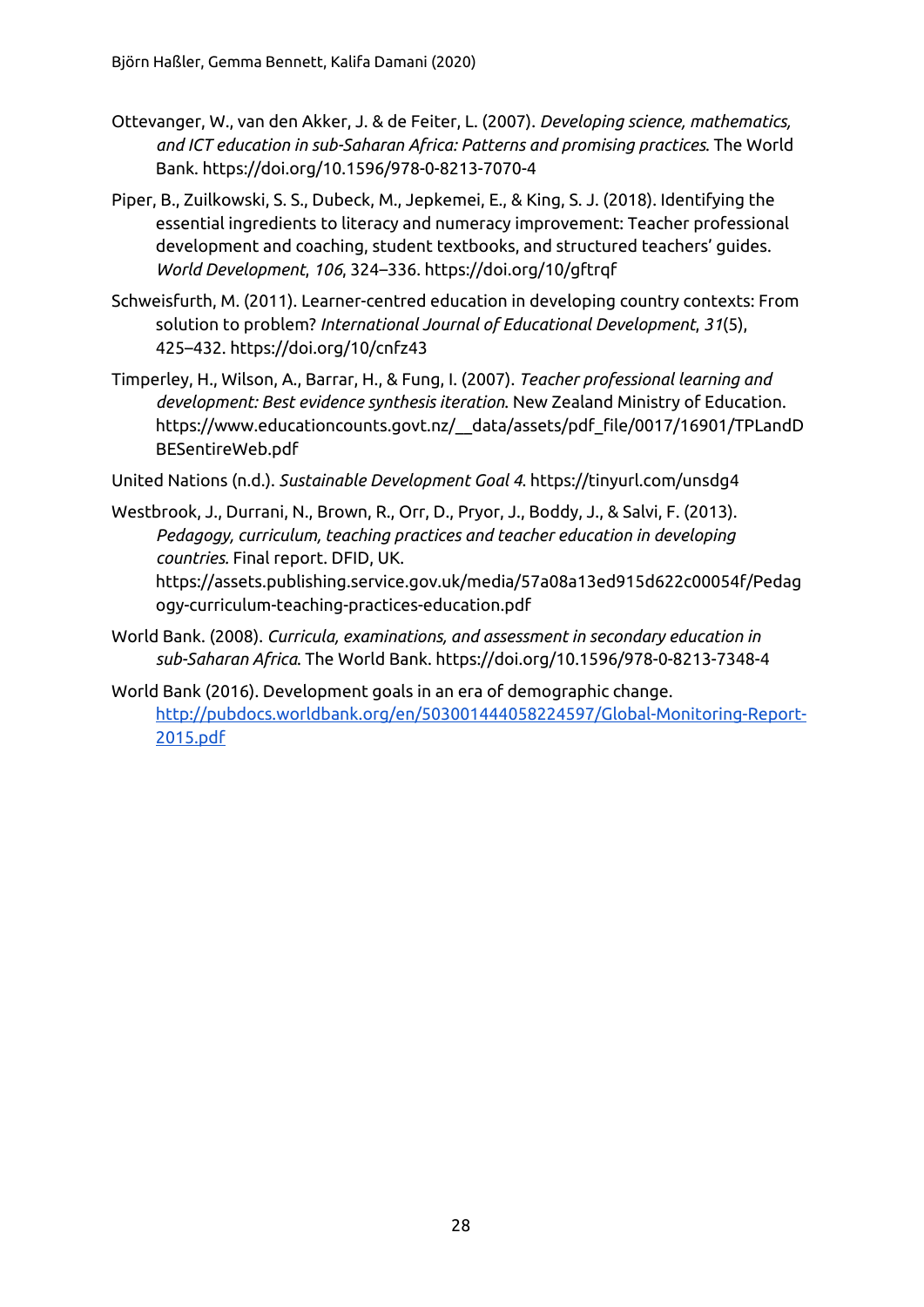Ottevanger, W., van den Akker, J. & de Feiter, L. (2007). *Developing science, mathematics, and ICT education in sub-Saharan Africa: Patterns and promising practices.* The World Bank. https://doi.org/10.1596/978-0-8213-7070-4

Piper, B., Zuilkowski, S. S., Dubeck, M., Jepkemei, E., & King, S. J. (2018). Identifying the essential ingredients to literacy and numeracy improvement: Teacher professional development and coaching, student textbooks, and structured teachers' guides. *World Development*, *106*, 324–336. https://doi.org/10/gftrqf

Schweisfurth, M. (2011). Learner-centred education in developing country contexts: From solution to problem? *International Journal of Educational Development*, *31*(5), 425–432. https://doi.org/10/cnfz43

Timperley, H., Wilson, A., Barrar, H., & Fung, I. (2007). *Teacher professional learning and development: Best evidence synthesis iteration.* New Zealand Ministry of Education. https://www.educationcounts.govt.nz/__data/assets/pdf_file/0017/16901/TPLandDBESentireWeb.pdf

United Nations (n.d.). *Sustainable Development Goal 4.* https://tinyurl.com/unsdg4

Westbrook, J., Durrani, N., Brown, R., Orr, D., Pryor, J., Boddy, J., & Salvi, F. (2013). *Pedagogy, curriculum, teaching practices and teacher education in developing countries.* Final report. DFID, UK. https://assets.publishing.service.gov.uk/media/57a08a13ed915d622c00054f/Pedagogy-curriculum-teaching-practices-education.pdf

World Bank. (2008). *Curricula, examinations, and assessment in secondary education in sub-Saharan Africa.* The World Bank. https://doi.org/10.1596/978-0-8213-7348-4

World Bank (2016). Development goals in an era of demographic change. http://pubdocs.worldbank.org/en/503001444058224597/Global-Monitoring-Report-2015.pdf